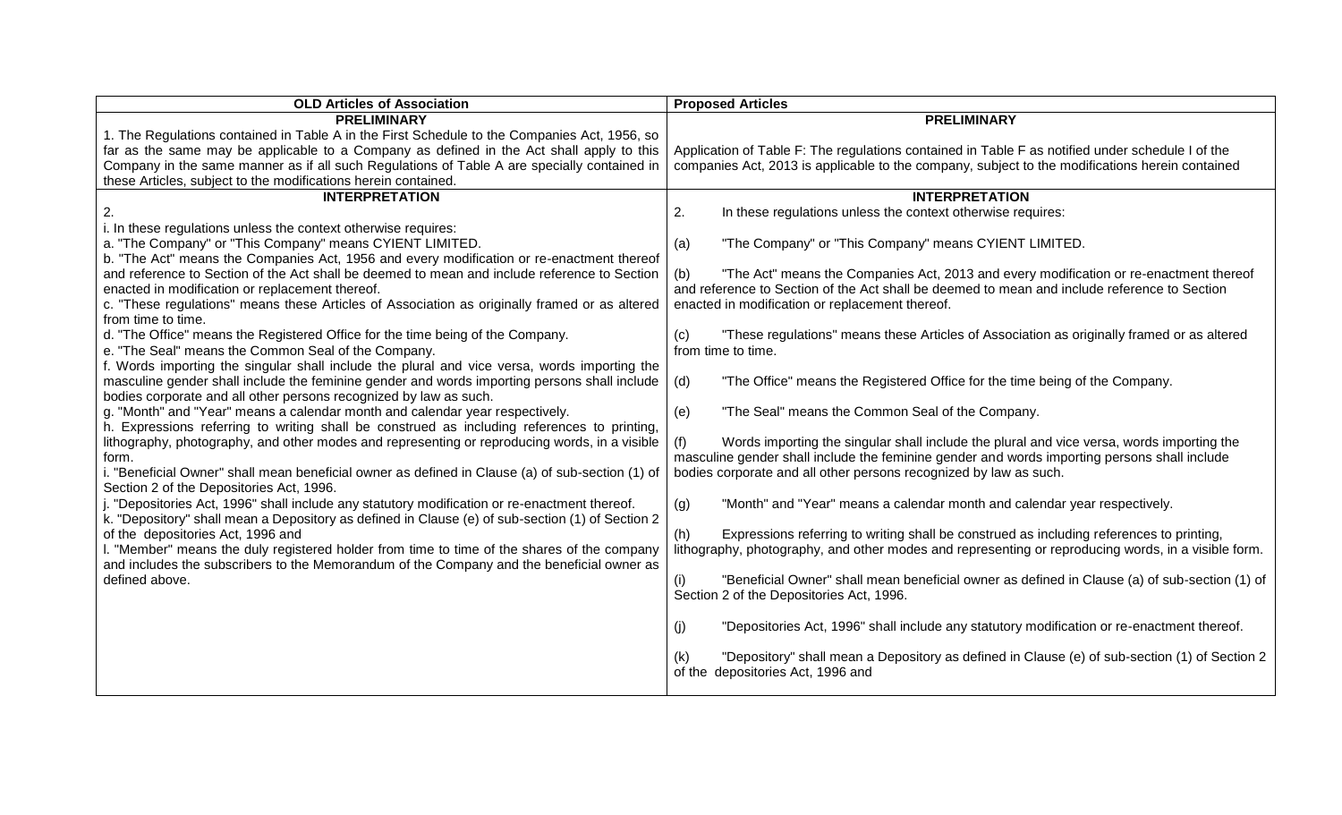| OLD Articles of Association | Proposed Articles |
|---|---|
| **PRELIMINARY** | **PRELIMINARY** |
| 1. The Regulations contained in Table A in the First Schedule to the Companies Act, 1956, so far as the same may be applicable to a Company as defined in the Act shall apply to this Company in the same manner as if all such Regulations of Table A are specially contained in these Articles, subject to the modifications herein contained. | Application of Table F: The regulations contained in Table F as notified under schedule I of the companies Act, 2013 is applicable to the company, subject to the modifications herein contained |
| **INTERPRETATION** | **INTERPRETATION** |
| 2.<br>i. In these regulations unless the context otherwise requires:<br>a. "The Company" or "This Company" means CYIENT LIMITED.<br>b. "The Act" means the Companies Act, 1956 and every modification or re-enactment thereof and reference to Section of the Act shall be deemed to mean and include reference to Section enacted in modification or replacement thereof.<br>c. "These regulations" means these Articles of Association as originally framed or as altered from time to time.<br>d. "The Office" means the Registered Office for the time being of the Company.<br>e. "The Seal" means the Common Seal of the Company.<br>f. Words importing the singular shall include the plural and vice versa, words importing the masculine gender shall include the feminine gender and words importing persons shall include bodies corporate and all other persons recognized by law as such.<br>g. "Month" and "Year" means a calendar month and calendar year respectively.<br>h. Expressions referring to writing shall be construed as including references to printing, lithography, photography, and other modes and representing or reproducing words, in a visible form.<br>i. "Beneficial Owner" shall mean beneficial owner as defined in Clause (a) of sub-section (1) of Section 2 of the Depositories Act, 1996.<br>j. "Depositories Act, 1996" shall include any statutory modification or re-enactment thereof.<br>k. "Depository" shall mean a Depository as defined in Clause (e) of sub-section (1) of Section 2 of the depositories Act, 1996 and<br>l. "Member" means the duly registered holder from time to time of the shares of the company and includes the subscribers to the Memorandum of the Company and the beneficial owner as defined above. | 2. In these regulations unless the context otherwise requires:<br>(a) "The Company" or "This Company" means CYIENT LIMITED.<br>(b) "The Act" means the Companies Act, 2013 and every modification or re-enactment thereof and reference to Section of the Act shall be deemed to mean and include reference to Section enacted in modification or replacement thereof.<br>(c) "These regulations" means these Articles of Association as originally framed or as altered from time to time.<br>(d) "The Office" means the Registered Office for the time being of the Company.<br>(e) "The Seal" means the Common Seal of the Company.<br>(f) Words importing the singular shall include the plural and vice versa, words importing the masculine gender shall include the feminine gender and words importing persons shall include bodies corporate and all other persons recognized by law as such.<br>(g) "Month" and "Year" means a calendar month and calendar year respectively.<br>(h) Expressions referring to writing shall be construed as including references to printing, lithography, photography, and other modes and representing or reproducing words, in a visible form.<br>(i) "Beneficial Owner" shall mean beneficial owner as defined in Clause (a) of sub-section (1) of Section 2 of the Depositories Act, 1996.<br>(j) "Depositories Act, 1996" shall include any statutory modification or re-enactment thereof.<br>(k) "Depository" shall mean a Depository as defined in Clause (e) of sub-section (1) of Section 2 of the depositories Act, 1996 and |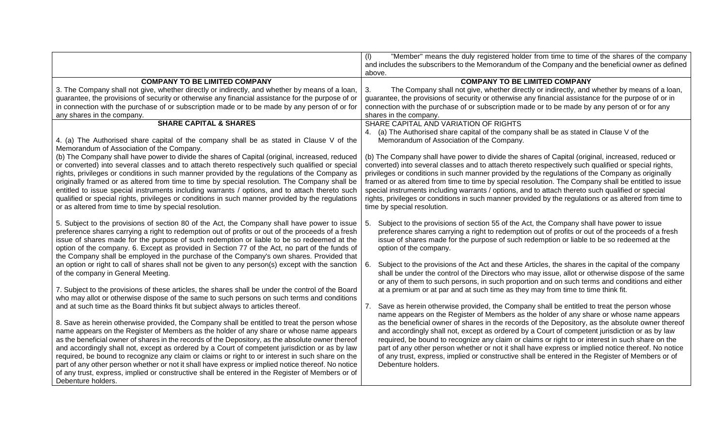| | |
|---|---|
| | (l) "Member" means the duly registered holder from time to time of the shares of the company and includes the subscribers to the Memorandum of the Company and the beneficial owner as defined above. |
| **COMPANY TO BE LIMITED COMPANY** 3. The Company shall not give, whether directly or indirectly, and whether by means of a loan, guarantee, the provisions of security or otherwise any financial assistance for the purpose of or in connection with the purchase of or subscription made or to be made by any person of or for any shares in the company. | **COMPANY TO BE LIMITED COMPANY** 3. The Company shall not give, whether directly or indirectly, and whether by means of a loan, guarantee, the provisions of security or otherwise any financial assistance for the purpose of or in connection with the purchase of or subscription made or to be made by any person of or for any shares in the company. |
| **SHARE CAPITAL & SHARES** 4. (a) The Authorised share capital of the company shall be as stated in Clause V of the Memorandum of Association of the Company. (b) The Company shall have power to divide the shares of Capital (original, increased, reduced or converted) into several classes and to attach thereto respectively such qualified or special rights, privileges or conditions in such manner provided by the regulations of the Company as originally framed or as altered from time to time by special resolution. The Company shall be entitled to issue special instruments including warrants / options, and to attach thereto such qualified or special rights, privileges or conditions in such manner provided by the regulations or as altered from time to time by special resolution. 5. Subject to the provisions of section 80 of the Act, the Company shall have power to issue preference shares carrying a right to redemption out of profits or out of the proceeds of a fresh issue of shares made for the purpose of such redemption or liable to be so redeemed at the option of the company. 6. Except as provided in Section 77 of the Act, no part of the funds of the Company shall be employed in the purchase of the Company's own shares. Provided that an option or right to call of shares shall not be given to any person(s) except with the sanction of the company in General Meeting. 7. Subject to the provisions of these articles, the shares shall be under the control of the Board who may allot or otherwise dispose of the same to such persons on such terms and conditions and at such time as the Board thinks fit but subject always to articles thereof. 8. Save as herein otherwise provided, the Company shall be entitled to treat the person whose name appears on the Register of Members as the holder of any share or whose name appears as the beneficial owner of shares in the records of the Depository, as the absolute owner thereof and accordingly shall not, except as ordered by a Court of competent jurisdiction or as by law required, be bound to recognize any claim or claims or right to or interest in such share on the part of any other person whether or not it shall have express or implied notice thereof. No notice of any trust, express, implied or constructive shall be entered in the Register of Members or of Debenture holders. | SHARE CAPITAL AND VARIATION OF RIGHTS 4. (a) The Authorised share capital of the company shall be as stated in Clause V of the Memorandum of Association of the Company. (b) The Company shall have power to divide the shares of Capital (original, increased, reduced or converted) into several classes and to attach thereto respectively such qualified or special rights, privileges or conditions in such manner provided by the regulations of the Company as originally framed or as altered from time to time by special resolution. The Company shall be entitled to issue special instruments including warrants / options, and to attach thereto such qualified or special rights, privileges or conditions in such manner provided by the regulations or as altered from time to time by special resolution. 5. Subject to the provisions of section 55 of the Act, the Company shall have power to issue preference shares carrying a right to redemption out of profits or out of the proceeds of a fresh issue of shares made for the purpose of such redemption or liable to be so redeemed at the option of the company. 6. Subject to the provisions of the Act and these Articles, the shares in the capital of the company shall be under the control of the Directors who may issue, allot or otherwise dispose of the same or any of them to such persons, in such proportion and on such terms and conditions and either at a premium or at par and at such time as they may from time to time think fit. 7. Save as herein otherwise provided, the Company shall be entitled to treat the person whose name appears on the Register of Members as the holder of any share or whose name appears as the beneficial owner of shares in the records of the Depository, as the absolute owner thereof and accordingly shall not, except as ordered by a Court of competent jurisdiction or as by law required, be bound to recognize any claim or claims or right to or interest in such share on the part of any other person whether or not it shall have express or implied notice thereof. No notice of any trust, express, implied or constructive shall be entered in the Register of Members or of Debenture holders. |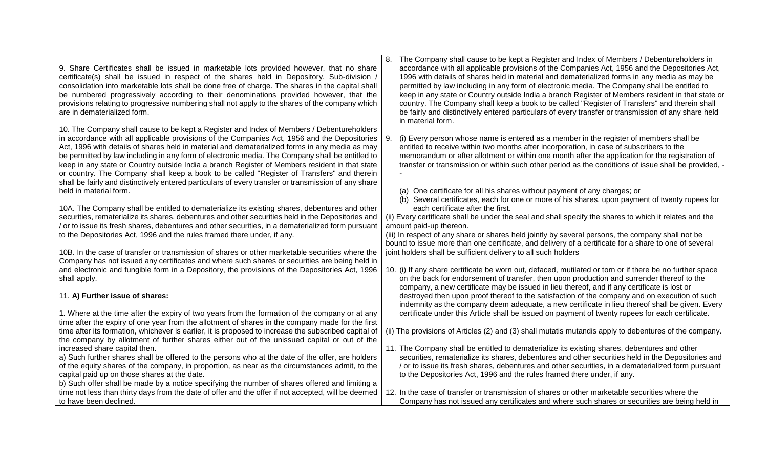| | |
|---|---|
| 9. Share Certificates shall be issued in marketable lots provided however, that no share certificate(s) shall be issued in respect of the shares held in Depository. Sub-division / consolidation into marketable lots shall be done free of charge. The shares in the capital shall be numbered progressively according to their denominations provided however, that the provisions relating to progressive numbering shall not apply to the shares of the company which are in dematerialized form.<br><br>10. The Company shall cause to be kept a Register and Index of Members / Debentureholders in accordance with all applicable provisions of the Companies Act, 1956 and the Depositories Act, 1996 with details of shares held in material and dematerialized forms in any media as may be permitted by law including in any form of electronic media. The Company shall be entitled to keep in any state or Country outside India a branch Register of Members resident in that state or country. The Company shall keep a book to be called "Register of Transfers" and therein shall be fairly and distinctively entered particulars of every transfer or transmission of any share held in material form.<br><br>10A. The Company shall be entitled to dematerialize its existing shares, debentures and other securities, rematerialize its shares, debentures and other securities held in the Depositories and / or to issue its fresh shares, debentures and other securities, in a dematerialized form pursuant to the Depositories Act, 1996 and the rules framed there under, if any.<br><br>10B. In the case of transfer or transmission of shares or other marketable securities where the Company has not issued any certificates and where such shares or securities are being held in and electronic and fungible form in a Depository, the provisions of the Depositories Act, 1996 shall apply.<br><br>11. **A) Further issue of shares:**<br><br>1. Where at the time after the expiry of two years from the formation of the company or at any time after the expiry of one year from the allotment of shares in the company made for the first time after its formation, whichever is earlier, it is proposed to increase the subscribed capital of the company by allotment of further shares either out of the unissued capital or out of the increased share capital then.<br>a) Such further shares shall be offered to the persons who at the date of the offer, are holders of the equity shares of the company, in proportion, as near as the circumstances admit, to the capital paid up on those shares at the date.<br>b) Such offer shall be made by a notice specifying the number of shares offered and limiting a time not less than thirty days from the date of offer and the offer if not accepted, will be deemed to have been declined. | 8. The Company shall cause to be kept a Register and Index of Members / Debentureholders in accordance with all applicable provisions of the Companies Act, 1956 and the Depositories Act, 1996 with details of shares held in material and dematerialized forms in any media as may be permitted by law including in any form of electronic media. The Company shall be entitled to keep in any state or Country outside India a branch Register of Members resident in that state or country. The Company shall keep a book to be called "Register of Transfers" and therein shall be fairly and distinctively entered particulars of every transfer or transmission of any share held in material form.<br><br>9. (i) Every person whose name is entered as a member in the register of members shall be entitled to receive within two months after incorporation, in case of subscribers to the memorandum or after allotment or within one month after the application for the registration of transfer or transmission or within such other period as the conditions of issue shall be provided, --<br><br>(a) One certificate for all his shares without payment of any charges; or<br>(b) Several certificates, each for one or more of his shares, upon payment of twenty rupees for each certificate after the first.<br>(ii) Every certificate shall be under the seal and shall specify the shares to which it relates and the amount paid-up thereon.<br>(iii) In respect of any share or shares held jointly by several persons, the company shall not be bound to issue more than one certificate, and delivery of a certificate for a share to one of several joint holders shall be sufficient delivery to all such holders<br><br>10. (i) If any share certificate be worn out, defaced, mutilated or torn or if there be no further space on the back for endorsement of transfer, then upon production and surrender thereof to the company, a new certificate may be issued in lieu thereof, and if any certificate is lost or destroyed then upon proof thereof to the satisfaction of the company and on execution of such indemnity as the company deem adequate, a new certificate in lieu thereof shall be given. Every certificate under this Article shall be issued on payment of twenty rupees for each certificate.<br><br>(ii) The provisions of Articles (2) and (3) shall mutatis mutandis apply to debentures of the company.<br><br>11. The Company shall be entitled to dematerialize its existing shares, debentures and other securities, rematerialize its shares, debentures and other securities held in the Depositories and / or to issue its fresh shares, debentures and other securities, in a dematerialized form pursuant to the Depositories Act, 1996 and the rules framed there under, if any.<br><br>12. In the case of transfer or transmission of shares or other marketable securities where the Company has not issued any certificates and where such shares or securities are being held in |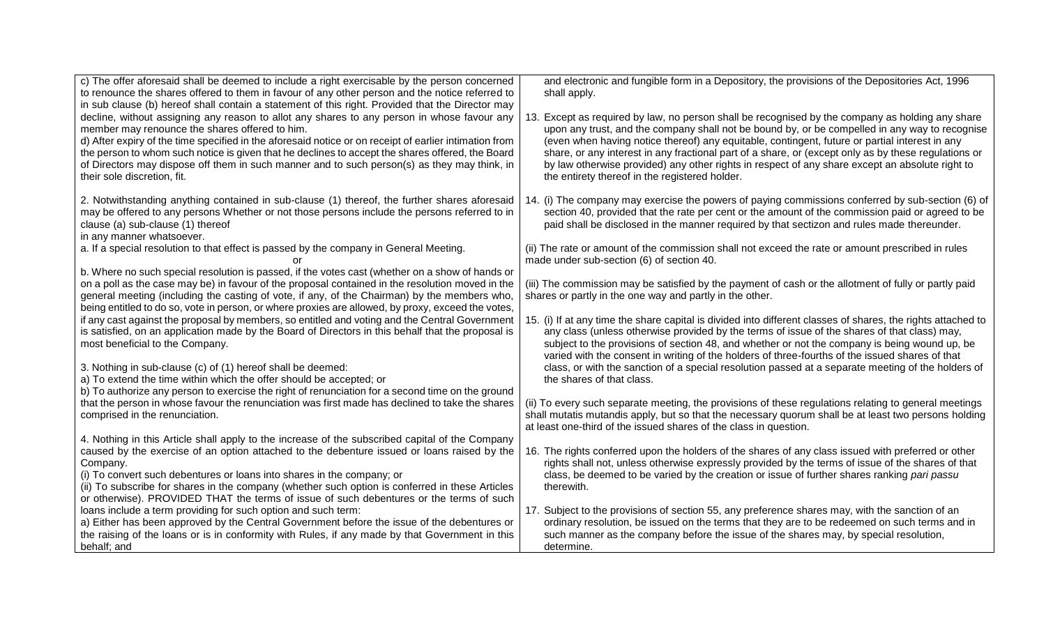c) The offer aforesaid shall be deemed to include a right exercisable by the person concerned to renounce the shares offered to them in favour of any other person and the notice referred to in sub clause (b) hereof shall contain a statement of this right. Provided that the Director may decline, without assigning any reason to allot any shares to any person in whose favour any member may renounce the shares offered to him.

d) After expiry of the time specified in the aforesaid notice or on receipt of earlier intimation from the person to whom such notice is given that he declines to accept the shares offered, the Board of Directors may dispose off them in such manner and to such person(s) as they may think, in their sole discretion, fit.

2. Notwithstanding anything contained in sub-clause (1) thereof, the further shares aforesaid may be offered to any persons Whether or not those persons include the persons referred to in clause (a) sub-clause (1) thereof in any manner whatsoever.

a. If a special resolution to that effect is passed by the company in General Meeting.

or

b. Where no such special resolution is passed, if the votes cast (whether on a show of hands or on a poll as the case may be) in favour of the proposal contained in the resolution moved in the general meeting (including the casting of vote, if any, of the Chairman) by the members who, being entitled to do so, vote in person, or where proxies are allowed, by proxy, exceed the votes, if any cast against the proposal by members, so entitled and voting and the Central Government is satisfied, on an application made by the Board of Directors in this behalf that the proposal is most beneficial to the Company.

3. Nothing in sub-clause (c) of (1) hereof shall be deemed:

a) To extend the time within which the offer should be accepted; or

b) To authorize any person to exercise the right of renunciation for a second time on the ground that the person in whose favour the renunciation was first made has declined to take the shares comprised in the renunciation.

4. Nothing in this Article shall apply to the increase of the subscribed capital of the Company caused by the exercise of an option attached to the debenture issued or loans raised by the Company.

(i) To convert such debentures or loans into shares in the company; or

(ii) To subscribe for shares in the company (whether such option is conferred in these Articles or otherwise). PROVIDED THAT the terms of issue of such debentures or the terms of such loans include a term providing for such option and such term:

a) Either has been approved by the Central Government before the issue of the debentures or the raising of the loans or is in conformity with Rules, if any made by that Government in this behalf; and

and electronic and fungible form in a Depository, the provisions of the Depositories Act, 1996 shall apply.

13. Except as required by law, no person shall be recognised by the company as holding any share upon any trust, and the company shall not be bound by, or be compelled in any way to recognise (even when having notice thereof) any equitable, contingent, future or partial interest in any share, or any interest in any fractional part of a share, or (except only as by these regulations or by law otherwise provided) any other rights in respect of any share except an absolute right to the entirety thereof in the registered holder.

14. (i) The company may exercise the powers of paying commissions conferred by sub-section (6) of section 40, provided that the rate per cent or the amount of the commission paid or agreed to be paid shall be disclosed in the manner required by that sectizon and rules made thereunder.

(ii) The rate or amount of the commission shall not exceed the rate or amount prescribed in rules made under sub-section (6) of section 40.

(iii) The commission may be satisfied by the payment of cash or the allotment of fully or partly paid shares or partly in the one way and partly in the other.

15. (i) If at any time the share capital is divided into different classes of shares, the rights attached to any class (unless otherwise provided by the terms of issue of the shares of that class) may, subject to the provisions of section 48, and whether or not the company is being wound up, be varied with the consent in writing of the holders of three-fourths of the issued shares of that class, or with the sanction of a special resolution passed at a separate meeting of the holders of the shares of that class.

(ii) To every such separate meeting, the provisions of these regulations relating to general meetings shall mutatis mutandis apply, but so that the necessary quorum shall be at least two persons holding at least one-third of the issued shares of the class in question.

16. The rights conferred upon the holders of the shares of any class issued with preferred or other rights shall not, unless otherwise expressly provided by the terms of issue of the shares of that class, be deemed to be varied by the creation or issue of further shares ranking *pari passu* therewith.

17. Subject to the provisions of section 55, any preference shares may, with the sanction of an ordinary resolution, be issued on the terms that they are to be redeemed on such terms and in such manner as the company before the issue of the shares may, by special resolution, determine.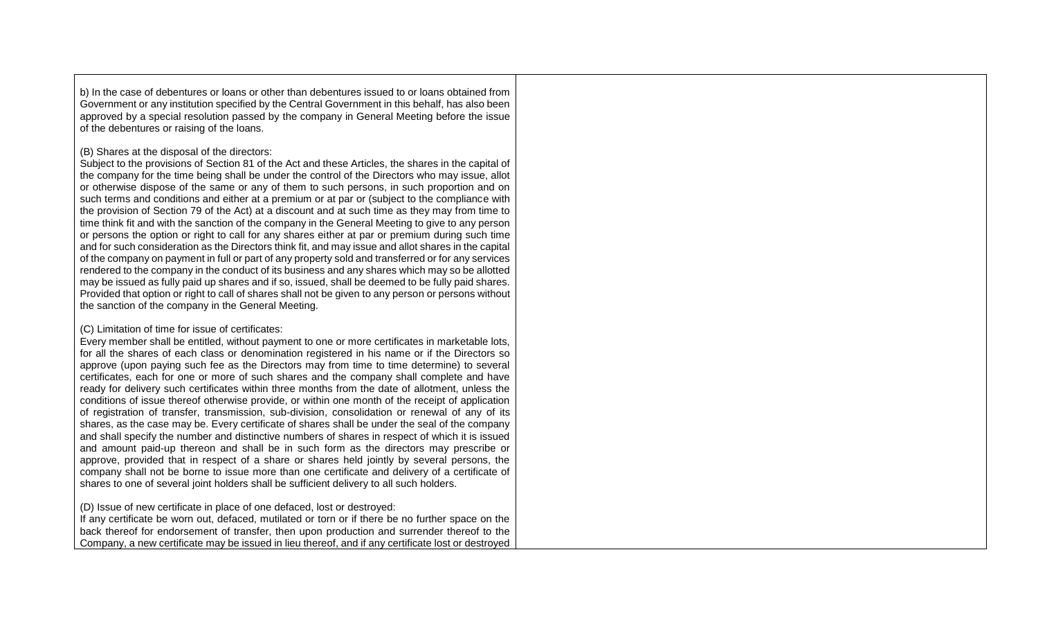b) In the case of debentures or loans or other than debentures issued to or loans obtained from Government or any institution specified by the Central Government in this behalf, has also been approved by a special resolution passed by the company in General Meeting before the issue of the debentures or raising of the loans.

(B) Shares at the disposal of the directors:
Subject to the provisions of Section 81 of the Act and these Articles, the shares in the capital of the company for the time being shall be under the control of the Directors who may issue, allot or otherwise dispose of the same or any of them to such persons, in such proportion and on such terms and conditions and either at a premium or at par or (subject to the compliance with the provision of Section 79 of the Act) at a discount and at such time as they may from time to time think fit and with the sanction of the company in the General Meeting to give to any person or persons the option or right to call for any shares either at par or premium during such time and for such consideration as the Directors think fit, and may issue and allot shares in the capital of the company on payment in full or part of any property sold and transferred or for any services rendered to the company in the conduct of its business and any shares which may so be allotted may be issued as fully paid up shares and if so, issued, shall be deemed to be fully paid shares. Provided that option or right to call of shares shall not be given to any person or persons without the sanction of the company in the General Meeting.

(C) Limitation of time for issue of certificates:
Every member shall be entitled, without payment to one or more certificates in marketable lots, for all the shares of each class or denomination registered in his name or if the Directors so approve (upon paying such fee as the Directors may from time to time determine) to several certificates, each for one or more of such shares and the company shall complete and have ready for delivery such certificates within three months from the date of allotment, unless the conditions of issue thereof otherwise provide, or within one month of the receipt of application of registration of transfer, transmission, sub-division, consolidation or renewal of any of its shares, as the case may be. Every certificate of shares shall be under the seal of the company and shall specify the number and distinctive numbers of shares in respect of which it is issued and amount paid-up thereon and shall be in such form as the directors may prescribe or approve, provided that in respect of a share or shares held jointly by several persons, the company shall not be borne to issue more than one certificate and delivery of a certificate of shares to one of several joint holders shall be sufficient delivery to all such holders.

(D) Issue of new certificate in place of one defaced, lost or destroyed:
If any certificate be worn out, defaced, mutilated or torn or if there be no further space on the back thereof for endorsement of transfer, then upon production and surrender thereof to the Company, a new certificate may be issued in lieu thereof, and if any certificate lost or destroyed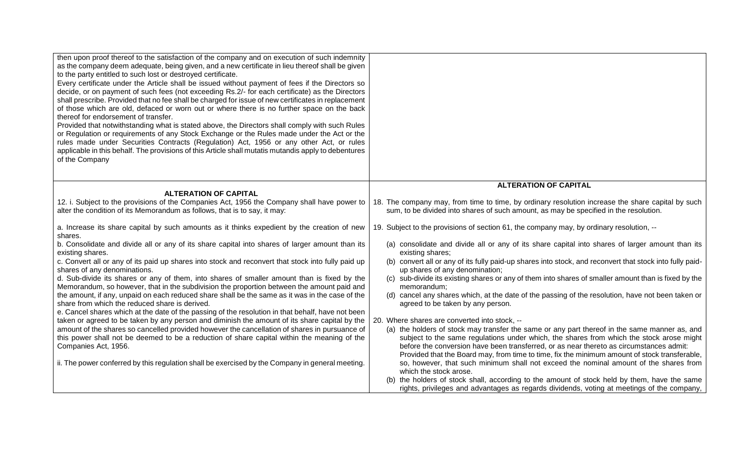| | |
|---|---|
| then upon proof thereof to the satisfaction of the company and on execution of such indemnity as the company deem adequate, being given, and a new certificate in lieu thereof shall be given to the party entitled to such lost or destroyed certificate.<br>Every certificate under the Article shall be issued without payment of fees if the Directors so decide, or on payment of such fees (not exceeding Rs.2/- for each certificate) as the Directors shall prescribe. Provided that no fee shall be charged for issue of new certificates in replacement of those which are old, defaced or worn out or where there is no further space on the back thereof for endorsement of transfer.<br>Provided that notwithstanding what is stated above, the Directors shall comply with such Rules or Regulation or requirements of any Stock Exchange or the Rules made under the Act or the rules made under Securities Contracts (Regulation) Act, 1956 or any other Act, or rules applicable in this behalf. The provisions of this Article shall mutatis mutandis apply to debentures of the Company | |
| **ALTERATION OF CAPITAL**<br>12. i. Subject to the provisions of the Companies Act, 1956 the Company shall have power to alter the condition of its Memorandum as follows, that is to say, it may:<br><br>a. Increase its share capital by such amounts as it thinks expedient by the creation of new shares.<br>b. Consolidate and divide all or any of its share capital into shares of larger amount than its existing shares.<br>c. Convert all or any of its paid up shares into stock and reconvert that stock into fully paid up shares of any denominations.<br>d. Sub-divide its shares or any of them, into shares of smaller amount than is fixed by the Memorandum, so however, that in the subdivision the proportion between the amount paid and the amount, if any, unpaid on each reduced share shall be the same as it was in the case of the share from which the reduced share is derived.<br>e. Cancel shares which at the date of the passing of the resolution in that behalf, have not been taken or agreed to be taken by any person and diminish the amount of its share capital by the amount of the shares so cancelled provided however the cancellation of shares in pursuance of this power shall not be deemed to be a reduction of share capital within the meaning of the Companies Act, 1956.<br><br>ii. The power conferred by this regulation shall be exercised by the Company in general meeting. | **ALTERATION OF CAPITAL**<br>18. The company may, from time to time, by ordinary resolution increase the share capital by such sum, to be divided into shares of such amount, as may be specified in the resolution.<br><br>19. Subject to the provisions of section 61, the company may, by ordinary resolution, --<br>(a) consolidate and divide all or any of its share capital into shares of larger amount than its existing shares;<br>(b) convert all or any of its fully paid-up shares into stock, and reconvert that stock into fully paid-up shares of any denomination;<br>(c) sub-divide its existing shares or any of them into shares of smaller amount than is fixed by the memorandum;<br>(d) cancel any shares which, at the date of the passing of the resolution, have not been taken or agreed to be taken by any person.<br><br>20. Where shares are converted into stock, --<br>(a) the holders of stock may transfer the same or any part thereof in the same manner as, and subject to the same regulations under which, the shares from which the stock arose might before the conversion have been transferred, or as near thereto as circumstances admit: Provided that the Board may, from time to time, fix the minimum amount of stock transferable, so, however, that such minimum shall not exceed the nominal amount of the shares from which the stock arose.<br>(b) the holders of stock shall, according to the amount of stock held by them, have the same rights, privileges and advantages as regards dividends, voting at meetings of the company, |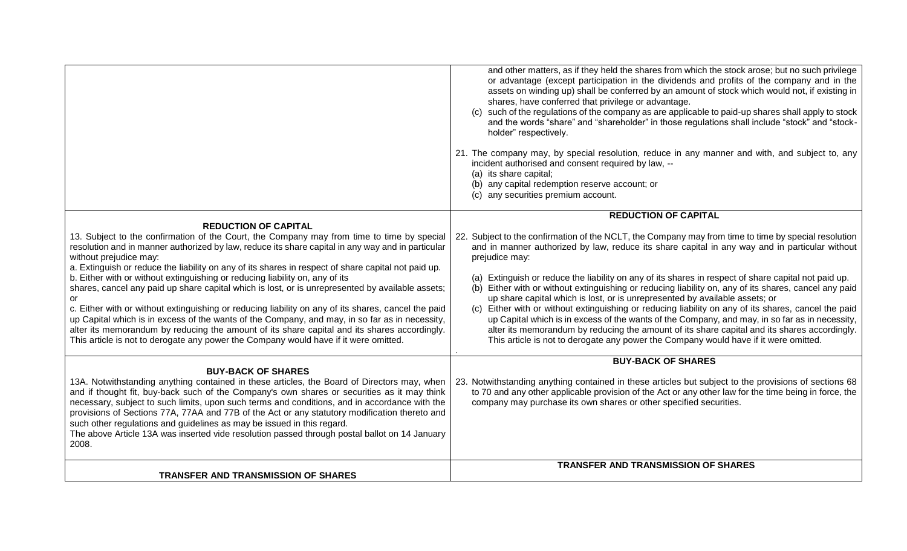| | |
|---|---|
| | and other matters, as if they held the shares from which the stock arose; but no such privilege or advantage (except participation in the dividends and profits of the company and in the assets on winding up) shall be conferred by an amount of stock which would not, if existing in shares, have conferred that privilege or advantage.<br>(c) such of the regulations of the company as are applicable to paid-up shares shall apply to stock and the words "share" and "shareholder" in those regulations shall include "stock" and "stock-holder" respectively.<br><br>21. The company may, by special resolution, reduce in any manner and with, and subject to, any incident authorised and consent required by law, --<br>(a) its share capital;<br>(b) any capital redemption reserve account; or<br>(c) any securities premium account. |
| **REDUCTION OF CAPITAL**<br>13. Subject to the confirmation of the Court, the Company may from time to time by special resolution and in manner authorized by law, reduce its share capital in any way and in particular without prejudice may:<br>a. Extinguish or reduce the liability on any of its shares in respect of share capital not paid up.<br>b. Either with or without extinguishing or reducing liability on, any of its shares, cancel any paid up share capital which is lost, or is unrepresented by available assets; or<br>c. Either with or without extinguishing or reducing liability on any of its shares, cancel the paid up Capital which is in excess of the wants of the Company, and may, in so far as in necessity, alter its memorandum by reducing the amount of its share capital and its shares accordingly. This article is not to derogate any power the Company would have if it were omitted. | **REDUCTION OF CAPITAL**<br>22. Subject to the confirmation of the NCLT, the Company may from time to time by special resolution and in manner authorized by law, reduce its share capital in any way and in particular without prejudice may:<br><br>(a) Extinguish or reduce the liability on any of its shares in respect of share capital not paid up.<br>(b) Either with or without extinguishing or reducing liability on, any of its shares, cancel any paid up share capital which is lost, or is unrepresented by available assets; or<br>(c) Either with or without extinguishing or reducing liability on any of its shares, cancel the paid up Capital which is in excess of the wants of the Company, and may, in so far as in necessity, alter its memorandum by reducing the amount of its share capital and its shares accordingly. This article is not to derogate any power the Company would have if it were omitted. |
| **BUY-BACK OF SHARES**<br>13A. Notwithstanding anything contained in these articles, the Board of Directors may, when and if thought fit, buy-back such of the Company's own shares or securities as it may think necessary, subject to such limits, upon such terms and conditions, and in accordance with the provisions of Sections 77A, 77AA and 77B of the Act or any statutory modification thereto and such other regulations and guidelines as may be issued in this regard.<br>The above Article 13A was inserted vide resolution passed through postal ballot on 14 January 2008. | **BUY-BACK OF SHARES**<br>23. Notwithstanding anything contained in these articles but subject to the provisions of sections 68 to 70 and any other applicable provision of the Act or any other law for the time being in force, the company may purchase its own shares or other specified securities. |
| **TRANSFER AND TRANSMISSION OF SHARES** | **TRANSFER AND TRANSMISSION OF SHARES** |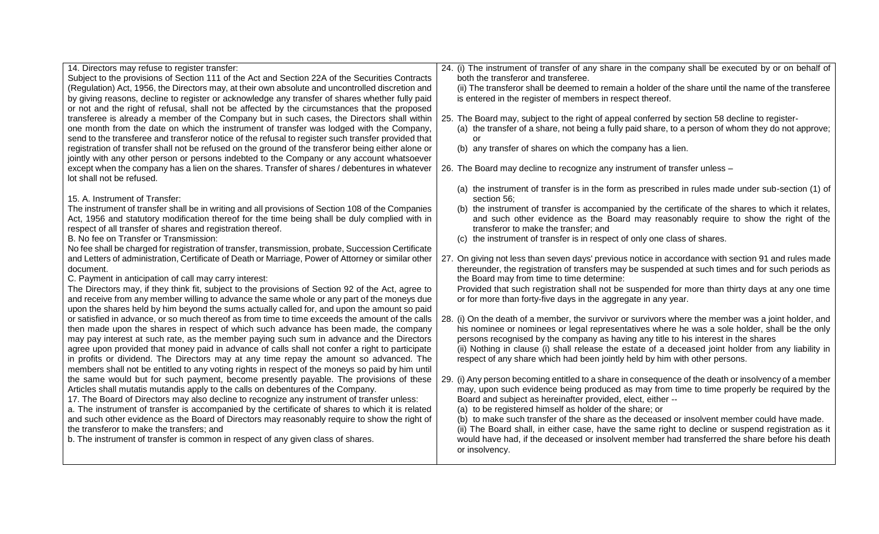14. Directors may refuse to register transfer:
Subject to the provisions of Section 111 of the Act and Section 22A of the Securities Contracts (Regulation) Act, 1956, the Directors may, at their own absolute and uncontrolled discretion and by giving reasons, decline to register or acknowledge any transfer of shares whether fully paid or not and the right of refusal, shall not be affected by the circumstances that the proposed transferee is already a member of the Company but in such cases, the Directors shall within one month from the date on which the instrument of transfer was lodged with the Company, send to the transferee and transferor notice of the refusal to register such transfer provided that registration of transfer shall not be refused on the ground of the transferor being either alone or jointly with any other person or persons indebted to the Company or any account whatsoever except when the company has a lien on the shares. Transfer of shares / debentures in whatever lot shall not be refused.

15. A. Instrument of Transfer:
The instrument of transfer shall be in writing and all provisions of Section 108 of the Companies Act, 1956 and statutory modification thereof for the time being shall be duly complied with in respect of all transfer of shares and registration thereof.
B. No fee on Transfer or Transmission:
No fee shall be charged for registration of transfer, transmission, probate, Succession Certificate and Letters of administration, Certificate of Death or Marriage, Power of Attorney or similar other document.
C. Payment in anticipation of call may carry interest:
The Directors may, if they think fit, subject to the provisions of Section 92 of the Act, agree to and receive from any member willing to advance the same whole or any part of the moneys due upon the shares held by him beyond the sums actually called for, and upon the amount so paid or satisfied in advance, or so much thereof as from time to time exceeds the amount of the calls then made upon the shares in respect of which such advance has been made, the company may pay interest at such rate, as the member paying such sum in advance and the Directors agree upon provided that money paid in advance of calls shall not confer a right to participate in profits or dividend. The Directors may at any time repay the amount so advanced. The members shall not be entitled to any voting rights in respect of the moneys so paid by him until the same would but for such payment, become presently payable. The provisions of these Articles shall mutatis mutandis apply to the calls on debentures of the Company.
17. The Board of Directors may also decline to recognize any instrument of transfer unless:
a. The instrument of transfer is accompanied by the certificate of shares to which it is related and such other evidence as the Board of Directors may reasonably require to show the right of the transferor to make the transfers; and
b. The instrument of transfer is common in respect of any given class of shares.

24. (i) The instrument of transfer of any share in the company shall be executed by or on behalf of both the transferor and transferee.
(ii) The transferor shall be deemed to remain a holder of the share until the name of the transferee is entered in the register of members in respect thereof.

25. The Board may, subject to the right of appeal conferred by section 58 decline to register-
(a) the transfer of a share, not being a fully paid share, to a person of whom they do not approve; or
(b) any transfer of shares on which the company has a lien.

26. The Board may decline to recognize any instrument of transfer unless –
(a) the instrument of transfer is in the form as prescribed in rules made under sub-section (1) of section 56;
(b) the instrument of transfer is accompanied by the certificate of the shares to which it relates, and such other evidence as the Board may reasonably require to show the right of the transferor to make the transfer; and
(c) the instrument of transfer is in respect of only one class of shares.

27. On giving not less than seven days' previous notice in accordance with section 91 and rules made thereunder, the registration of transfers may be suspended at such times and for such periods as the Board may from time to time determine:
Provided that such registration shall not be suspended for more than thirty days at any one time or for more than forty-five days in the aggregate in any year.

28. (i) On the death of a member, the survivor or survivors where the member was a joint holder, and his nominee or nominees or legal representatives where he was a sole holder, shall be the only persons recognised by the company as having any title to his interest in the shares
(ii) Nothing in clause (i) shall release the estate of a deceased joint holder from any liability in respect of any share which had been jointly held by him with other persons.

29. (i) Any person becoming entitled to a share in consequence of the death or insolvency of a member may, upon such evidence being produced as may from time to time properly be required by the Board and subject as hereinafter provided, elect, either --
(a) to be registered himself as holder of the share; or
(b) to make such transfer of the share as the deceased or insolvent member could have made.
(ii) The Board shall, in either case, have the same right to decline or suspend registration as it would have had, if the deceased or insolvent member had transferred the share before his death or insolvency.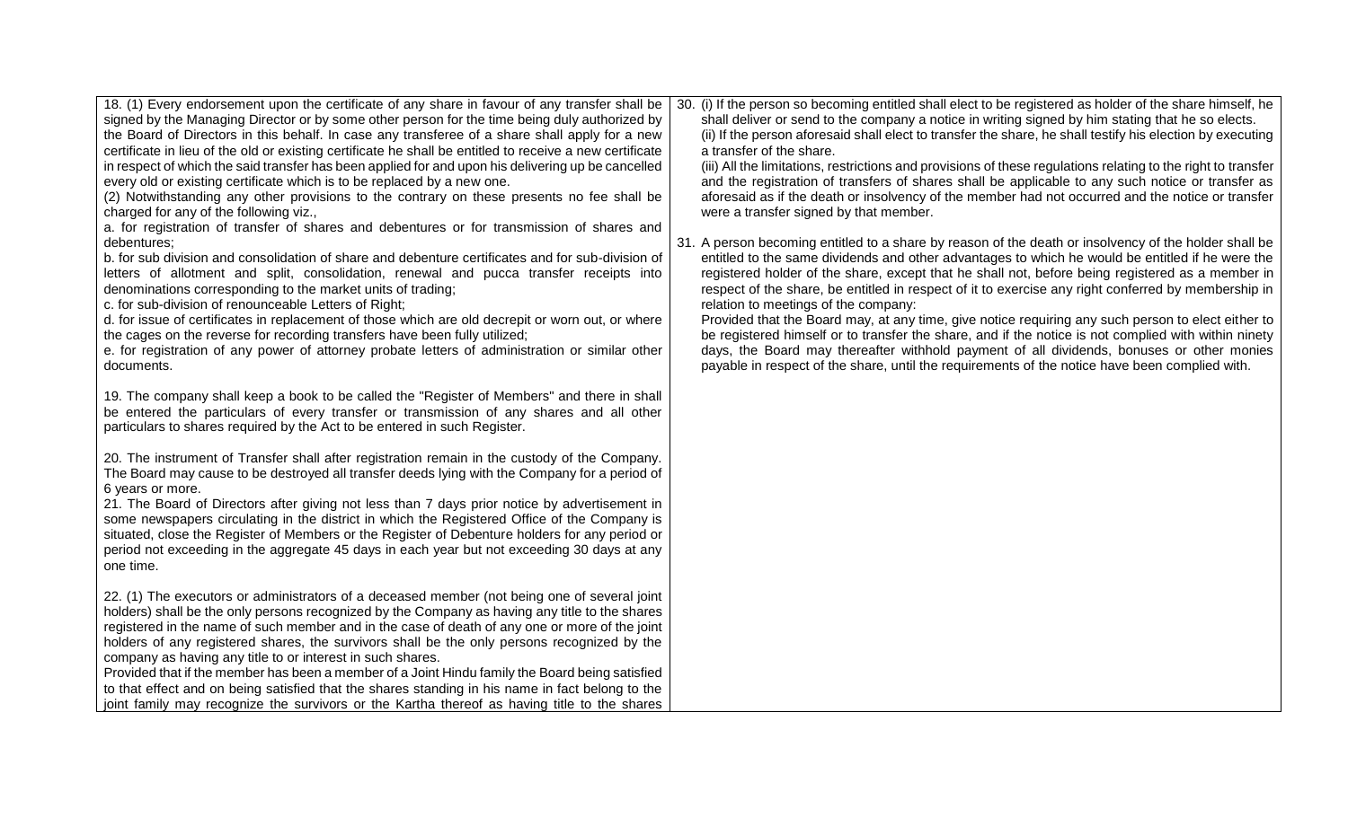18. (1) Every endorsement upon the certificate of any share in favour of any transfer shall be signed by the Managing Director or by some other person for the time being duly authorized by the Board of Directors in this behalf. In case any transferee of a share shall apply for a new certificate in lieu of the old or existing certificate he shall be entitled to receive a new certificate in respect of which the said transfer has been applied for and upon his delivering up be cancelled every old or existing certificate which is to be replaced by a new one.

(2) Notwithstanding any other provisions to the contrary on these presents no fee shall be charged for any of the following viz.,

a. for registration of transfer of shares and debentures or for transmission of shares and debentures;

b. for sub division and consolidation of share and debenture certificates and for sub-division of letters of allotment and split, consolidation, renewal and pucca transfer receipts into denominations corresponding to the market units of trading;

c. for sub-division of renounceable Letters of Right;

d. for issue of certificates in replacement of those which are old decrepit or worn out, or where the cages on the reverse for recording transfers have been fully utilized;

e. for registration of any power of attorney probate letters of administration or similar other documents.

19. The company shall keep a book to be called the "Register of Members" and there in shall be entered the particulars of every transfer or transmission of any shares and all other particulars to shares required by the Act to be entered in such Register.

20. The instrument of Transfer shall after registration remain in the custody of the Company. The Board may cause to be destroyed all transfer deeds lying with the Company for a period of 6 years or more.

21. The Board of Directors after giving not less than 7 days prior notice by advertisement in some newspapers circulating in the district in which the Registered Office of the Company is situated, close the Register of Members or the Register of Debenture holders for any period or period not exceeding in the aggregate 45 days in each year but not exceeding 30 days at any one time.

22. (1) The executors or administrators of a deceased member (not being one of several joint holders) shall be the only persons recognized by the Company as having any title to the shares registered in the name of such member and in the case of death of any one or more of the joint holders of any registered shares, the survivors shall be the only persons recognized by the company as having any title to or interest in such shares.

Provided that if the member has been a member of a Joint Hindu family the Board being satisfied to that effect and on being satisfied that the shares standing in his name in fact belong to the joint family may recognize the survivors or the Kartha thereof as having title to the shares

30. (i) If the person so becoming entitled shall elect to be registered as holder of the share himself, he shall deliver or send to the company a notice in writing signed by him stating that he so elects.

(ii) If the person aforesaid shall elect to transfer the share, he shall testify his election by executing a transfer of the share.

(iii) All the limitations, restrictions and provisions of these regulations relating to the right to transfer and the registration of transfers of shares shall be applicable to any such notice or transfer as aforesaid as if the death or insolvency of the member had not occurred and the notice or transfer were a transfer signed by that member.

31. A person becoming entitled to a share by reason of the death or insolvency of the holder shall be entitled to the same dividends and other advantages to which he would be entitled if he were the registered holder of the share, except that he shall not, before being registered as a member in respect of the share, be entitled in respect of it to exercise any right conferred by membership in relation to meetings of the company:

Provided that the Board may, at any time, give notice requiring any such person to elect either to be registered himself or to transfer the share, and if the notice is not complied with within ninety days, the Board may thereafter withhold payment of all dividends, bonuses or other monies payable in respect of the share, until the requirements of the notice have been complied with.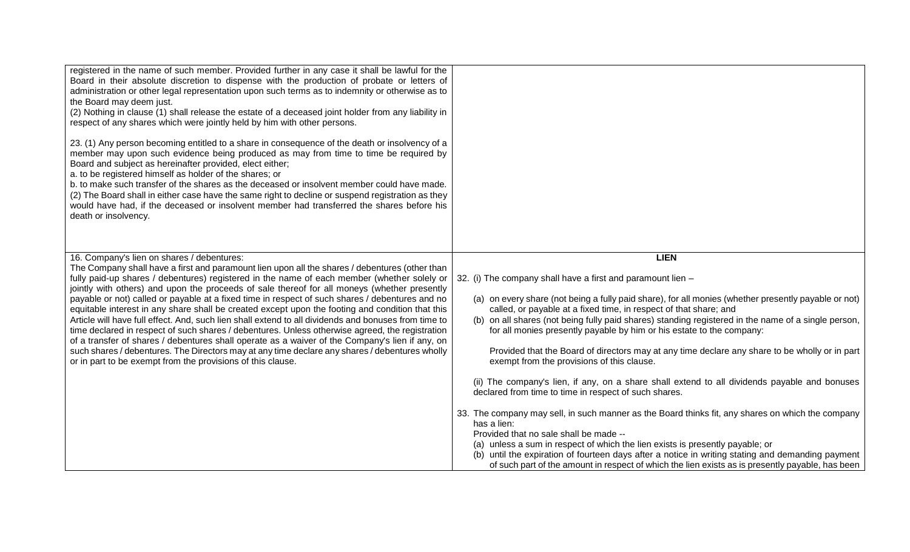| | |
|---|---|
| registered in the name of such member. Provided further in any case it shall be lawful for the Board in their absolute discretion to dispense with the production of probate or letters of administration or other legal representation upon such terms as to indemnity or otherwise as to the Board may deem just.<br>(2) Nothing in clause (1) shall release the estate of a deceased joint holder from any liability in respect of any shares which were jointly held by him with other persons.<br><br>23. (1) Any person becoming entitled to a share in consequence of the death or insolvency of a member may upon such evidence being produced as may from time to time be required by Board and subject as hereinafter provided, elect either;<br>a. to be registered himself as holder of the shares; or<br>b. to make such transfer of the shares as the deceased or insolvent member could have made.<br>(2) The Board shall in either case have the same right to decline or suspend registration as they would have had, if the deceased or insolvent member had transferred the shares before his death or insolvency. | |
| 16. Company's lien on shares / debentures:<br>The Company shall have a first and paramount lien upon all the shares / debentures (other than fully paid-up shares / debentures) registered in the name of each member (whether solely or jointly with others) and upon the proceeds of sale thereof for all moneys (whether presently payable or not) called or payable at a fixed time in respect of such shares / debentures and no equitable interest in any share shall be created except upon the footing and condition that this Article will have full effect. And, such lien shall extend to all dividends and bonuses from time to time declared in respect of such shares / debentures. Unless otherwise agreed, the registration of a transfer of shares / debentures shall operate as a waiver of the Company's lien if any, on such shares / debentures. The Directors may at any time declare any shares / debentures wholly or in part to be exempt from the provisions of this clause. | **LIEN**<br><br>32. (i) The company shall have a first and paramount lien –<br><br>(a) on every share (not being a fully paid share), for all monies (whether presently payable or not) called, or payable at a fixed time, in respect of that share; and<br>(b) on all shares (not being fully paid shares) standing registered in the name of a single person, for all monies presently payable by him or his estate to the company:<br><br>Provided that the Board of directors may at any time declare any share to be wholly or in part exempt from the provisions of this clause.<br><br>(ii) The company's lien, if any, on a share shall extend to all dividends payable and bonuses declared from time to time in respect of such shares.<br><br>33. The company may sell, in such manner as the Board thinks fit, any shares on which the company has a lien:<br>Provided that no sale shall be made --<br>(a) unless a sum in respect of which the lien exists is presently payable; or<br>(b) until the expiration of fourteen days after a notice in writing stating and demanding payment of such part of the amount in respect of which the lien exists as is presently payable, has been |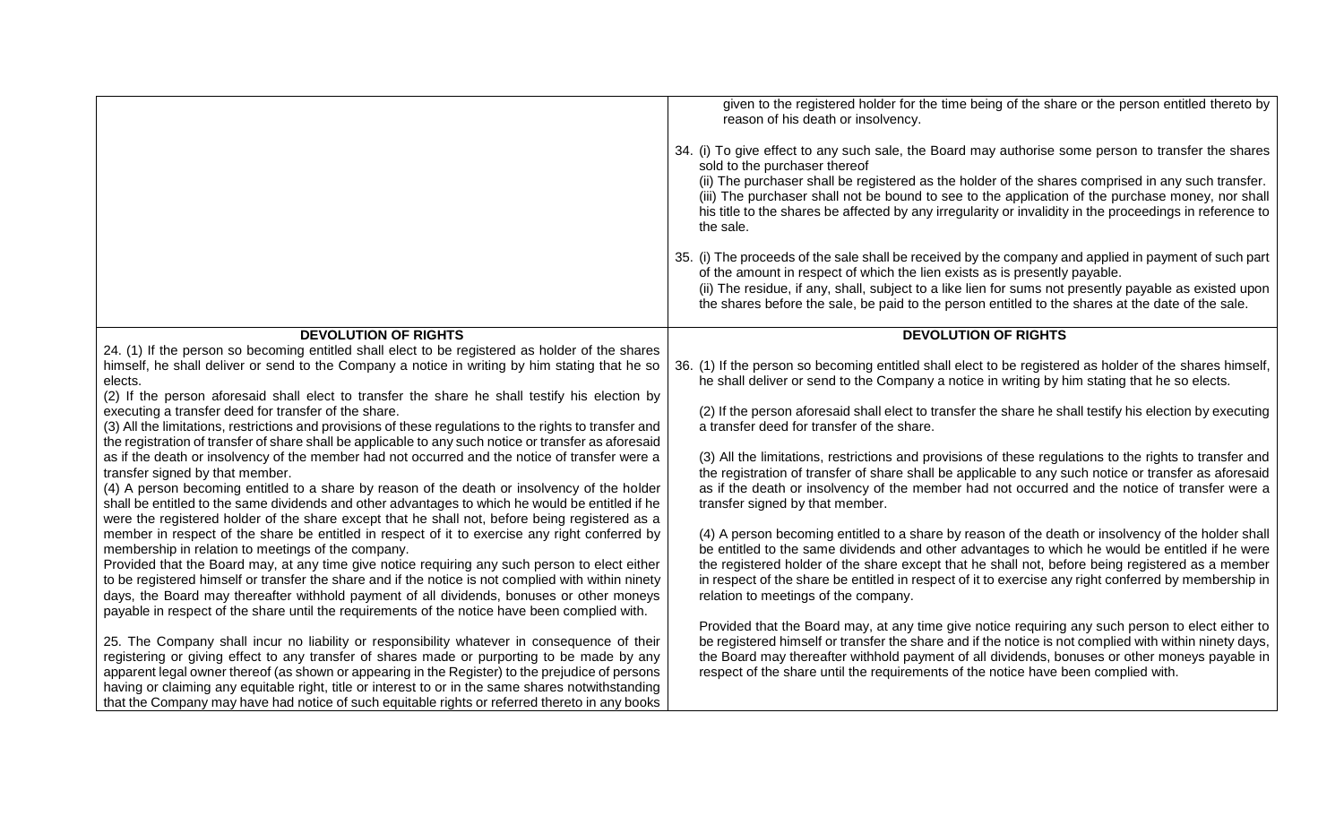| | |
|---|---|
| | given to the registered holder for the time being of the share or the person entitled thereto by reason of his death or insolvency.<br><br>34. (i) To give effect to any such sale, the Board may authorise some person to transfer the shares sold to the purchaser thereof<br>(ii) The purchaser shall be registered as the holder of the shares comprised in any such transfer.<br>(iii) The purchaser shall not be bound to see to the application of the purchase money, nor shall his title to the shares be affected by any irregularity or invalidity in the proceedings in reference to the sale.<br><br>35. (i) The proceeds of the sale shall be received by the company and applied in payment of such part of the amount in respect of which the lien exists as is presently payable.<br>(ii) The residue, if any, shall, subject to a like lien for sums not presently payable as existed upon the shares before the sale, be paid to the person entitled to the shares at the date of the sale. |
| **DEVOLUTION OF RIGHTS**<br>24. (1) If the person so becoming entitled shall elect to be registered as holder of the shares himself, he shall deliver or send to the Company a notice in writing by him stating that he so elects.<br>(2) If the person aforesaid shall elect to transfer the share he shall testify his election by executing a transfer deed for transfer of the share.<br>(3) All the limitations, restrictions and provisions of these regulations to the rights to transfer and the registration of transfer of share shall be applicable to any such notice or transfer as aforesaid as if the death or insolvency of the member had not occurred and the notice of transfer were a transfer signed by that member.<br>(4) A person becoming entitled to a share by reason of the death or insolvency of the holder shall be entitled to the same dividends and other advantages to which he would be entitled if he were the registered holder of the share except that he shall not, before being registered as a member in respect of the share be entitled in respect of it to exercise any right conferred by membership in relation to meetings of the company.<br>Provided that the Board may, at any time give notice requiring any such person to elect either to be registered himself or transfer the share and if the notice is not complied with within ninety days, the Board may thereafter withhold payment of all dividends, bonuses or other moneys payable in respect of the share until the requirements of the notice have been complied with.<br><br>25. The Company shall incur no liability or responsibility whatever in consequence of their registering or giving effect to any transfer of shares made or purporting to be made by any apparent legal owner thereof (as shown or appearing in the Register) to the prejudice of persons having or claiming any equitable right, title or interest to or in the same shares notwithstanding that the Company may have had notice of such equitable rights or referred thereto in any books | **DEVOLUTION OF RIGHTS**<br><br>36. (1) If the person so becoming entitled shall elect to be registered as holder of the shares himself, he shall deliver or send to the Company a notice in writing by him stating that he so elects.<br><br>(2) If the person aforesaid shall elect to transfer the share he shall testify his election by executing a transfer deed for transfer of the share.<br><br>(3) All the limitations, restrictions and provisions of these regulations to the rights to transfer and the registration of transfer of share shall be applicable to any such notice or transfer as aforesaid as if the death or insolvency of the member had not occurred and the notice of transfer were a transfer signed by that member.<br><br>(4) A person becoming entitled to a share by reason of the death or insolvency of the holder shall be entitled to the same dividends and other advantages to which he would be entitled if he were the registered holder of the share except that he shall not, before being registered as a member in respect of the share be entitled in respect of it to exercise any right conferred by membership in relation to meetings of the company.<br><br>Provided that the Board may, at any time give notice requiring any such person to elect either to be registered himself or transfer the share and if the notice is not complied with within ninety days, the Board may thereafter withhold payment of all dividends, bonuses or other moneys payable in respect of the share until the requirements of the notice have been complied with. |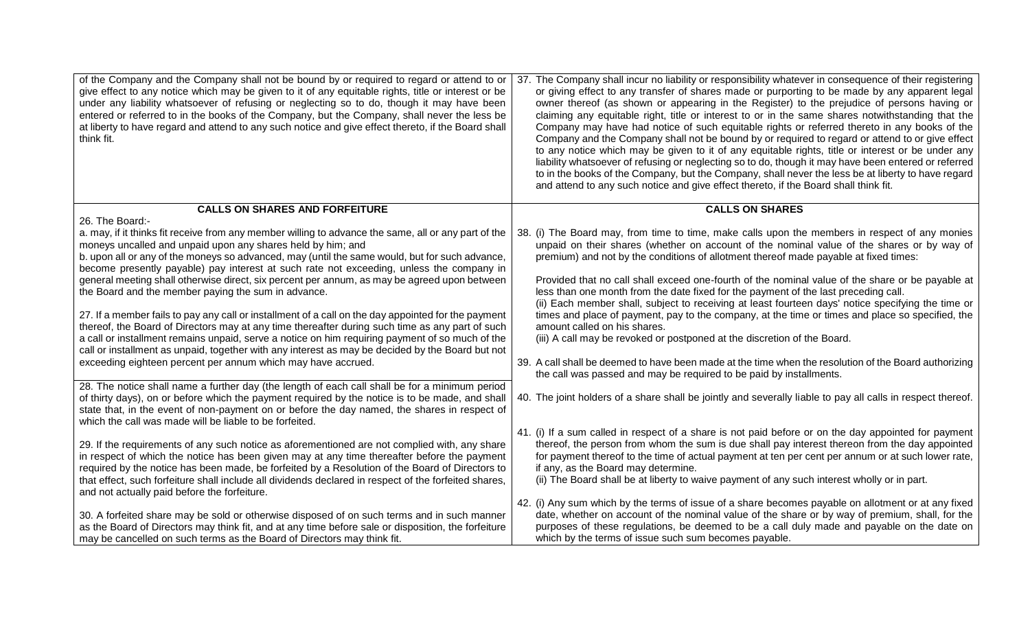| | |
|---|---|
| of the Company and the Company shall not be bound by or required to regard or attend to or give effect to any notice which may be given to it of any equitable rights, title or interest or be under any liability whatsoever of refusing or neglecting so to do, though it may have been entered or referred to in the books of the Company, but the Company, shall never the less be at liberty to have regard and attend to any such notice and give effect thereto, if the Board shall think fit. | 37. The Company shall incur no liability or responsibility whatever in consequence of their registering or giving effect to any transfer of shares made or purporting to be made by any apparent legal owner thereof (as shown or appearing in the Register) to the prejudice of persons having or claiming any equitable right, title or interest to or in the same shares notwithstanding that the Company may have had notice of such equitable rights or referred thereto in any books of the Company and the Company shall not be bound by or required to regard or attend to or give effect to any notice which may be given to it of any equitable rights, title or interest or be under any liability whatsoever of refusing or neglecting so to do, though it may have been entered or referred to in the books of the Company, but the Company, shall never the less be at liberty to have regard and attend to any such notice and give effect thereto, if the Board shall think fit. |
| **CALLS ON SHARES AND FORFEITURE**<br><br>26. The Board:-<br>a. may, if it thinks fit receive from any member willing to advance the same, all or any part of the moneys uncalled and unpaid upon any shares held by him; and<br>b. upon all or any of the moneys so advanced, may (until the same would, but for such advance, become presently payable) pay interest at such rate not exceeding, unless the company in general meeting shall otherwise direct, six percent per annum, as may be agreed upon between the Board and the member paying the sum in advance.<br><br>27. If a member fails to pay any call or installment of a call on the day appointed for the payment thereof, the Board of Directors may at any time thereafter during such time as any part of such a call or installment remains unpaid, serve a notice on him requiring payment of so much of the call or installment as unpaid, together with any interest as may be decided by the Board but not exceeding eighteen percent per annum which may have accrued. | **CALLS ON SHARES**<br><br>38. (i) The Board may, from time to time, make calls upon the members in respect of any monies unpaid on their shares (whether on account of the nominal value of the shares or by way of premium) and not by the conditions of allotment thereof made payable at fixed times:<br><br>Provided that no call shall exceed one-fourth of the nominal value of the share or be payable at less than one month from the date fixed for the payment of the last preceding call.<br>(ii) Each member shall, subject to receiving at least fourteen days' notice specifying the time or times and place of payment, pay to the company, at the time or times and place so specified, the amount called on his shares.<br>(iii) A call may be revoked or postponed at the discretion of the Board.<br><br>39. A call shall be deemed to have been made at the time when the resolution of the Board authorizing the call was passed and may be required to be paid by installments. |
| 28. The notice shall name a further day (the length of each call shall be for a minimum period of thirty days), on or before which the payment required by the notice is to be made, and shall state that, in the event of non-payment on or before the day named, the shares in respect of which the call was made will be liable to be forfeited.<br><br>29. If the requirements of any such notice as aforementioned are not complied with, any share in respect of which the notice has been given may at any time thereafter before the payment required by the notice has been made, be forfeited by a Resolution of the Board of Directors to that effect, such forfeiture shall include all dividends declared in respect of the forfeited shares, and not actually paid before the forfeiture.<br><br>30. A forfeited share may be sold or otherwise disposed of on such terms and in such manner as the Board of Directors may think fit, and at any time before sale or disposition, the forfeiture may be cancelled on such terms as the Board of Directors may think fit. | 40. The joint holders of a share shall be jointly and severally liable to pay all calls in respect thereof.<br><br>41. (i) If a sum called in respect of a share is not paid before or on the day appointed for payment thereof, the person from whom the sum is due shall pay interest thereon from the day appointed for payment thereof to the time of actual payment at ten per cent per annum or at such lower rate, if any, as the Board may determine.<br>(ii) The Board shall be at liberty to waive payment of any such interest wholly or in part.<br><br>42. (i) Any sum which by the terms of issue of a share becomes payable on allotment or at any fixed date, whether on account of the nominal value of the share or by way of premium, shall, for the purposes of these regulations, be deemed to be a call duly made and payable on the date on which by the terms of issue such sum becomes payable. |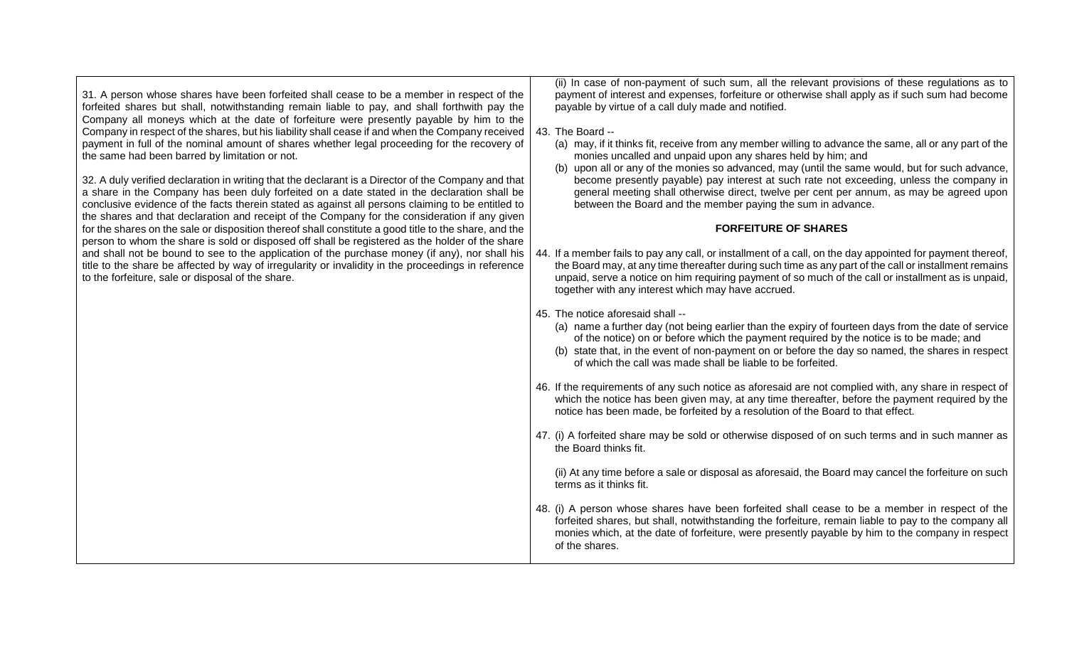31. A person whose shares have been forfeited shall cease to be a member in respect of the forfeited shares but shall, notwithstanding remain liable to pay, and shall forthwith pay the Company all moneys which at the date of forfeiture were presently payable by him to the Company in respect of the shares, but his liability shall cease if and when the Company received payment in full of the nominal amount of shares whether legal proceeding for the recovery of the same had been barred by limitation or not.

32. A duly verified declaration in writing that the declarant is a Director of the Company and that a share in the Company has been duly forfeited on a date stated in the declaration shall be conclusive evidence of the facts therein stated as against all persons claiming to be entitled to the shares and that declaration and receipt of the Company for the consideration if any given for the shares on the sale or disposition thereof shall constitute a good title to the share, and the person to whom the share is sold or disposed off shall be registered as the holder of the share and shall not be bound to see to the application of the purchase money (if any), nor shall his title to the share be affected by way of irregularity or invalidity in the proceedings in reference to the forfeiture, sale or disposal of the share.

(ii) In case of non-payment of such sum, all the relevant provisions of these regulations as to payment of interest and expenses, forfeiture or otherwise shall apply as if such sum had become payable by virtue of a call duly made and notified.

43. The Board --
   (a) may, if it thinks fit, receive from any member willing to advance the same, all or any part of the monies uncalled and unpaid upon any shares held by him; and
   (b) upon all or any of the monies so advanced, may (until the same would, but for such advance, become presently payable) pay interest at such rate not exceeding, unless the company in general meeting shall otherwise direct, twelve per cent per annum, as may be agreed upon between the Board and the member paying the sum in advance.

**FORFEITURE OF SHARES**

44. If a member fails to pay any call, or installment of a call, on the day appointed for payment thereof, the Board may, at any time thereafter during such time as any part of the call or installment remains unpaid, serve a notice on him requiring payment of so much of the call or installment as is unpaid, together with any interest which may have accrued.

45. The notice aforesaid shall --
   (a) name a further day (not being earlier than the expiry of fourteen days from the date of service of the notice) on or before which the payment required by the notice is to be made; and
   (b) state that, in the event of non-payment on or before the day so named, the shares in respect of which the call was made shall be liable to be forfeited.

46. If the requirements of any such notice as aforesaid are not complied with, any share in respect of which the notice has been given may, at any time thereafter, before the payment required by the notice has been made, be forfeited by a resolution of the Board to that effect.

47. (i) A forfeited share may be sold or otherwise disposed of on such terms and in such manner as the Board thinks fit.

   (ii) At any time before a sale or disposal as aforesaid, the Board may cancel the forfeiture on such terms as it thinks fit.

48. (i) A person whose shares have been forfeited shall cease to be a member in respect of the forfeited shares, but shall, notwithstanding the forfeiture, remain liable to pay to the company all monies which, at the date of forfeiture, were presently payable by him to the company in respect of the shares.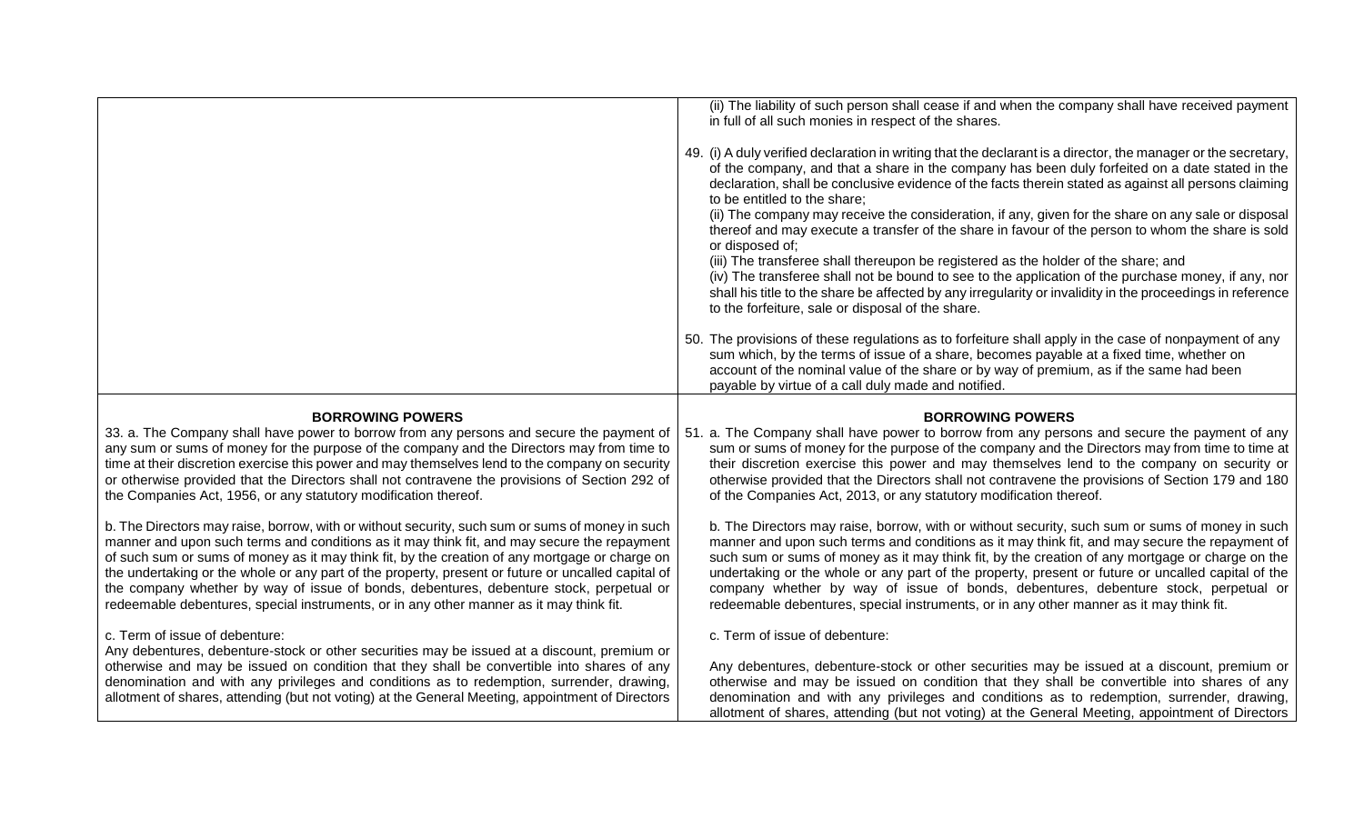| | |
|---|---|
| | (ii) The liability of such person shall cease if and when the company shall have received payment in full of all such monies in respect of the shares.<br><br>49. (i) A duly verified declaration in writing that the declarant is a director, the manager or the secretary, of the company, and that a share in the company has been duly forfeited on a date stated in the declaration, shall be conclusive evidence of the facts therein stated as against all persons claiming to be entitled to the share;<br>(ii) The company may receive the consideration, if any, given for the share on any sale or disposal thereof and may execute a transfer of the share in favour of the person to whom the share is sold or disposed of;<br>(iii) The transferee shall thereupon be registered as the holder of the share; and<br>(iv) The transferee shall not be bound to see to the application of the purchase money, if any, nor shall his title to the share be affected by any irregularity or invalidity in the proceedings in reference to the forfeiture, sale or disposal of the share.<br><br>50. The provisions of these regulations as to forfeiture shall apply in the case of nonpayment of any sum which, by the terms of issue of a share, becomes payable at a fixed time, whether on account of the nominal value of the share or by way of premium, as if the same had been payable by virtue of a call duly made and notified. |
| **BORROWING POWERS**<br>33. a. The Company shall have power to borrow from any persons and secure the payment of any sum or sums of money for the purpose of the company and the Directors may from time to time at their discretion exercise this power and may themselves lend to the company on security or otherwise provided that the Directors shall not contravene the provisions of Section 292 of the Companies Act, 1956, or any statutory modification thereof.<br><br>b. The Directors may raise, borrow, with or without security, such sum or sums of money in such manner and upon such terms and conditions as it may think fit, and may secure the repayment of such sum or sums of money as it may think fit, by the creation of any mortgage or charge on the undertaking or the whole or any part of the property, present or future or uncalled capital of the company whether by way of issue of bonds, debentures, debenture stock, perpetual or redeemable debentures, special instruments, or in any other manner as it may think fit.<br><br>c. Term of issue of debenture:<br>Any debentures, debenture-stock or other securities may be issued at a discount, premium or otherwise and may be issued on condition that they shall be convertible into shares of any denomination and with any privileges and conditions as to redemption, surrender, drawing, allotment of shares, attending (but not voting) at the General Meeting, appointment of Directors | **BORROWING POWERS**<br>51. a. The Company shall have power to borrow from any persons and secure the payment of any sum or sums of money for the purpose of the company and the Directors may from time to time at their discretion exercise this power and may themselves lend to the company on security or otherwise provided that the Directors shall not contravene the provisions of Section 179 and 180 of the Companies Act, 2013, or any statutory modification thereof.<br><br>b. The Directors may raise, borrow, with or without security, such sum or sums of money in such manner and upon such terms and conditions as it may think fit, and may secure the repayment of such sum or sums of money as it may think fit, by the creation of any mortgage or charge on the undertaking or the whole or any part of the property, present or future or uncalled capital of the company whether by way of issue of bonds, debentures, debenture stock, perpetual or redeemable debentures, special instruments, or in any other manner as it may think fit.<br><br>c. Term of issue of debenture:<br><br>Any debentures, debenture-stock or other securities may be issued at a discount, premium or otherwise and may be issued on condition that they shall be convertible into shares of any denomination and with any privileges and conditions as to redemption, surrender, drawing, allotment of shares, attending (but not voting) at the General Meeting, appointment of Directors |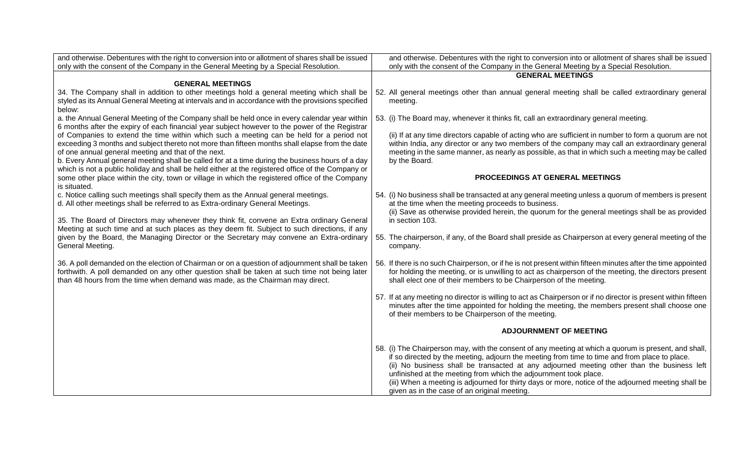| | |
|---|---|
| and otherwise. Debentures with the right to conversion into or allotment of shares shall be issued only with the consent of the Company in the General Meeting by a Special Resolution. | and otherwise. Debentures with the right to conversion into or allotment of shares shall be issued only with the consent of the Company in the General Meeting by a Special Resolution. |
| **GENERAL MEETINGS**<br><br>34. The Company shall in addition to other meetings hold a general meeting which shall be styled as its Annual General Meeting at intervals and in accordance with the provisions specified below:<br>a. the Annual General Meeting of the Company shall be held once in every calendar year within 6 months after the expiry of each financial year subject however to the power of the Registrar of Companies to extend the time within which such a meeting can be held for a period not exceeding 3 months and subject thereto not more than fifteen months shall elapse from the date of one annual general meeting and that of the next.<br>b. Every Annual general meeting shall be called for at a time during the business hours of a day which is not a public holiday and shall be held either at the registered office of the Company or some other place within the city, town or village in which the registered office of the Company is situated.<br>c. Notice calling such meetings shall specify them as the Annual general meetings.<br>d. All other meetings shall be referred to as Extra-ordinary General Meetings.<br><br>35. The Board of Directors may whenever they think fit, convene an Extra ordinary General Meeting at such time and at such places as they deem fit. Subject to such directions, if any given by the Board, the Managing Director or the Secretary may convene an Extra-ordinary General Meeting.<br><br>36. A poll demanded on the election of Chairman or on a question of adjournment shall be taken forthwith. A poll demanded on any other question shall be taken at such time not being later than 48 hours from the time when demand was made, as the Chairman may direct. | **GENERAL MEETINGS**<br><br>52. All general meetings other than annual general meeting shall be called extraordinary general meeting.<br><br>53. (i) The Board may, whenever it thinks fit, call an extraordinary general meeting.<br><br>(ii) If at any time directors capable of acting who are sufficient in number to form a quorum are not within India, any director or any two members of the company may call an extraordinary general meeting in the same manner, as nearly as possible, as that in which such a meeting may be called by the Board.<br><br>**PROCEEDINGS AT GENERAL MEETINGS**<br><br>54. (i) No business shall be transacted at any general meeting unless a quorum of members is present at the time when the meeting proceeds to business.<br>(ii) Save as otherwise provided herein, the quorum for the general meetings shall be as provided in section 103.<br><br>55. The chairperson, if any, of the Board shall preside as Chairperson at every general meeting of the company.<br><br>56. If there is no such Chairperson, or if he is not present within fifteen minutes after the time appointed for holding the meeting, or is unwilling to act as chairperson of the meeting, the directors present shall elect one of their members to be Chairperson of the meeting.<br><br>57. If at any meeting no director is willing to act as Chairperson or if no director is present within fifteen minutes after the time appointed for holding the meeting, the members present shall choose one of their members to be Chairperson of the meeting.<br><br>**ADJOURNMENT OF MEETING**<br><br>58. (i) The Chairperson may, with the consent of any meeting at which a quorum is present, and shall, if so directed by the meeting, adjourn the meeting from time to time and from place to place.<br>(ii) No business shall be transacted at any adjourned meeting other than the business left unfinished at the meeting from which the adjournment took place.<br>(iii) When a meeting is adjourned for thirty days or more, notice of the adjourned meeting shall be given as in the case of an original meeting. |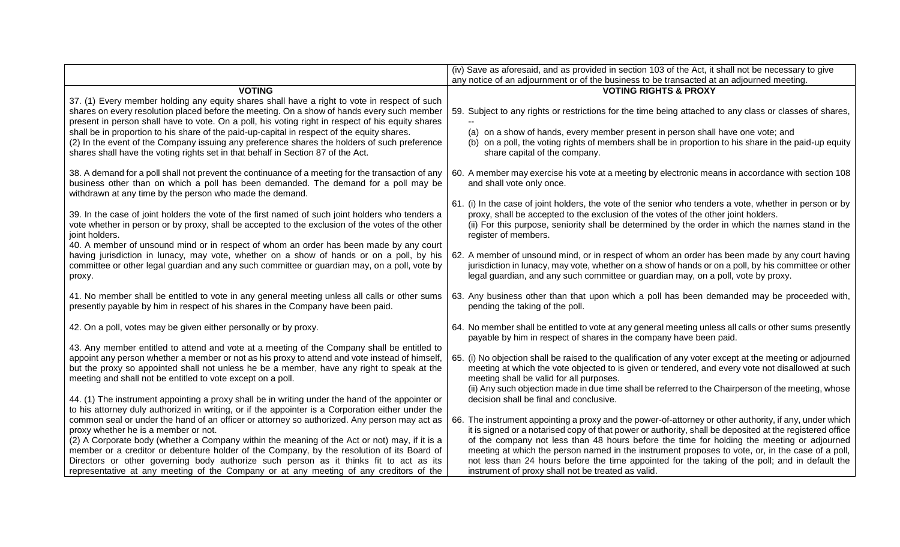| | (iv) Save as aforesaid, and as provided in section 103 of the Act, it shall not be necessary to give any notice of an adjournment or of the business to be transacted at an adjourned meeting. |
|---|---|
| **VOTING** | **VOTING RIGHTS & PROXY** |
| 37. (1) Every member holding any equity shares shall have a right to vote in respect of such shares on every resolution placed before the meeting. On a show of hands every such member present in person shall have to vote. On a poll, his voting right in respect of his equity shares shall be in proportion to his share of the paid-up-capital in respect of the equity shares.<br>(2) In the event of the Company issuing any preference shares the holders of such preference shares shall have the voting rights set in that behalf in Section 87 of the Act.<br><br>38. A demand for a poll shall not prevent the continuance of a meeting for the transaction of any business other than on which a poll has been demanded. The demand for a poll may be withdrawn at any time by the person who made the demand.<br><br>39. In the case of joint holders the vote of the first named of such joint holders who tenders a vote whether in person or by proxy, shall be accepted to the exclusion of the votes of the other joint holders.<br>40. A member of unsound mind or in respect of whom an order has been made by any court having jurisdiction in lunacy, may vote, whether on a show of hands or on a poll, by his committee or other legal guardian and any such committee or guardian may, on a poll, vote by proxy.<br><br>41. No member shall be entitled to vote in any general meeting unless all calls or other sums presently payable by him in respect of his shares in the Company have been paid.<br><br>42. On a poll, votes may be given either personally or by proxy.<br><br>43. Any member entitled to attend and vote at a meeting of the Company shall be entitled to appoint any person whether a member or not as his proxy to attend and vote instead of himself, but the proxy so appointed shall not unless he be a member, have any right to speak at the meeting and shall not be entitled to vote except on a poll.<br><br>44. (1) The instrument appointing a proxy shall be in writing under the hand of the appointer or to his attorney duly authorized in writing, or if the appointer is a Corporation either under the common seal or under the hand of an officer or attorney so authorized. Any person may act as proxy whether he is a member or not.<br>(2) A Corporate body (whether a Company within the meaning of the Act or not) may, if it is a member or a creditor or debenture holder of the Company, by the resolution of its Board of Directors or other governing body authorize such person as it thinks fit to act as its representative at any meeting of the Company or at any meeting of any creditors of the | 59. Subject to any rights or restrictions for the time being attached to any class or classes of shares, --<br>(a) on a show of hands, every member present in person shall have one vote; and<br>(b) on a poll, the voting rights of members shall be in proportion to his share in the paid-up equity share capital of the company.<br><br>60. A member may exercise his vote at a meeting by electronic means in accordance with section 108 and shall vote only once.<br><br>61. (i) In the case of joint holders, the vote of the senior who tenders a vote, whether in person or by proxy, shall be accepted to the exclusion of the votes of the other joint holders.<br>(ii) For this purpose, seniority shall be determined by the order in which the names stand in the register of members.<br><br>62. A member of unsound mind, or in respect of whom an order has been made by any court having jurisdiction in lunacy, may vote, whether on a show of hands or on a poll, by his committee or other legal guardian, and any such committee or guardian may, on a poll, vote by proxy.<br><br>63. Any business other than that upon which a poll has been demanded may be proceeded with, pending the taking of the poll.<br><br>64. No member shall be entitled to vote at any general meeting unless all calls or other sums presently payable by him in respect of shares in the company have been paid.<br><br>65. (i) No objection shall be raised to the qualification of any voter except at the meeting or adjourned meeting at which the vote objected to is given or tendered, and every vote not disallowed at such meeting shall be valid for all purposes.<br>(ii) Any such objection made in due time shall be referred to the Chairperson of the meeting, whose decision shall be final and conclusive.<br><br>66. The instrument appointing a proxy and the power-of-attorney or other authority, if any, under which it is signed or a notarised copy of that power or authority, shall be deposited at the registered office of the company not less than 48 hours before the time for holding the meeting or adjourned meeting at which the person named in the instrument proposes to vote, or, in the case of a poll, not less than 24 hours before the time appointed for the taking of the poll; and in default the instrument of proxy shall not be treated as valid. |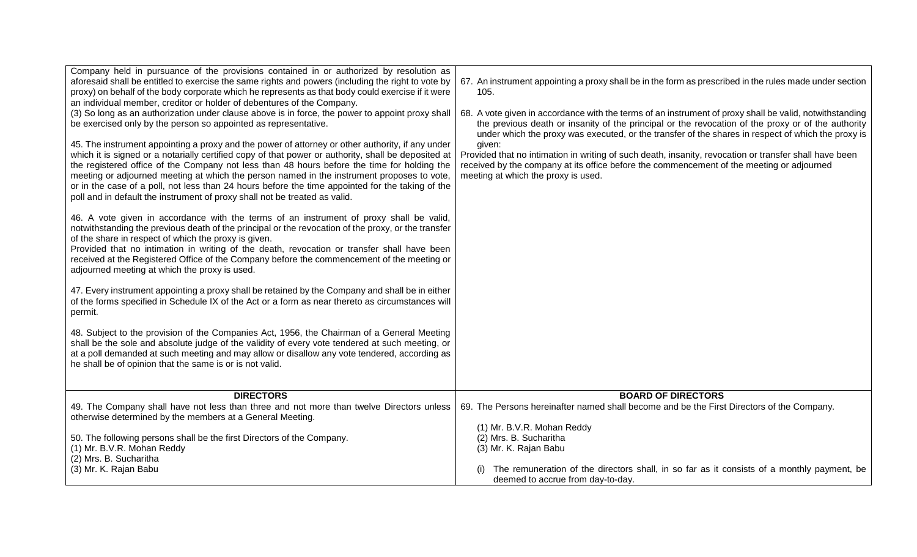| | |
|---|---|
| Company held in pursuance of the provisions contained in or authorized by resolution as aforesaid shall be entitled to exercise the same rights and powers (including the right to vote by proxy) on behalf of the body corporate which he represents as that body could exercise if it were an individual member, creditor or holder of debentures of the Company.<br>(3) So long as an authorization under clause above is in force, the power to appoint proxy shall be exercised only by the person so appointed as representative.<br><br>45. The instrument appointing a proxy and the power of attorney or other authority, if any under which it is signed or a notarially certified copy of that power or authority, shall be deposited at the registered office of the Company not less than 48 hours before the time for holding the meeting or adjourned meeting at which the person named in the instrument proposes to vote, or in the case of a poll, not less than 24 hours before the time appointed for the taking of the poll and in default the instrument of proxy shall not be treated as valid.<br><br>46. A vote given in accordance with the terms of an instrument of proxy shall be valid, notwithstanding the previous death of the principal or the revocation of the proxy, or the transfer of the share in respect of which the proxy is given.<br>Provided that no intimation in writing of the death, revocation or transfer shall have been received at the Registered Office of the Company before the commencement of the meeting or adjourned meeting at which the proxy is used.<br><br>47. Every instrument appointing a proxy shall be retained by the Company and shall be in either of the forms specified in Schedule IX of the Act or a form as near thereto as circumstances will permit.<br><br>48. Subject to the provision of the Companies Act, 1956, the Chairman of a General Meeting shall be the sole and absolute judge of the validity of every vote tendered at such meeting, or at a poll demanded at such meeting and may allow or disallow any vote tendered, according as he shall be of opinion that the same is or is not valid. | 67. An instrument appointing a proxy shall be in the form as prescribed in the rules made under section 105.<br><br>68. A vote given in accordance with the terms of an instrument of proxy shall be valid, notwithstanding the previous death or insanity of the principal or the revocation of the proxy or of the authority under which the proxy was executed, or the transfer of the shares in respect of which the proxy is given:<br>Provided that no intimation in writing of such death, insanity, revocation or transfer shall have been received by the company at its office before the commencement of the meeting or adjourned meeting at which the proxy is used. |
| **DIRECTORS**<br>49. The Company shall have not less than three and not more than twelve Directors unless otherwise determined by the members at a General Meeting.<br><br>50. The following persons shall be the first Directors of the Company.<br>(1) Mr. B.V.R. Mohan Reddy<br>(2) Mrs. B. Sucharitha<br>(3) Mr. K. Rajan Babu | **BOARD OF DIRECTORS**<br>69. The Persons hereinafter named shall become and be the First Directors of the Company.<br><br>(1) Mr. B.V.R. Mohan Reddy<br>(2) Mrs. B. Sucharitha<br>(3) Mr. K. Rajan Babu<br><br>(i) The remuneration of the directors shall, in so far as it consists of a monthly payment, be deemed to accrue from day-to-day. |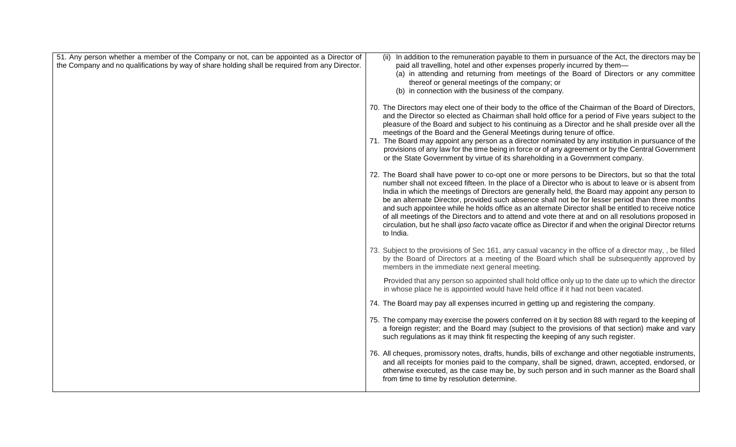51. Any person whether a member of the Company or not, can be appointed as a Director of the Company and no qualifications by way of share holding shall be required from any Director.

(ii) In addition to the remuneration payable to them in pursuance of the Act, the directors may be paid all travelling, hotel and other expenses properly incurred by them—

(a) in attending and returning from meetings of the Board of Directors or any committee thereof or general meetings of the company; or

(b) in connection with the business of the company.

70. The Directors may elect one of their body to the office of the Chairman of the Board of Directors, and the Director so elected as Chairman shall hold office for a period of Five years subject to the pleasure of the Board and subject to his continuing as a Director and he shall preside over all the meetings of the Board and the General Meetings during tenure of office.

71. The Board may appoint any person as a director nominated by any institution in pursuance of the provisions of any law for the time being in force or of any agreement or by the Central Government or the State Government by virtue of its shareholding in a Government company.

72. The Board shall have power to co-opt one or more persons to be Directors, but so that the total number shall not exceed fifteen. In the place of a Director who is about to leave or is absent from India in which the meetings of Directors are generally held, the Board may appoint any person to be an alternate Director, provided such absence shall not be for lesser period than three months and such appointee while he holds office as an alternate Director shall be entitled to receive notice of all meetings of the Directors and to attend and vote there at and on all resolutions proposed in circulation, but he shall *ipso facto* vacate office as Director if and when the original Director returns to India.

73. Subject to the provisions of Sec 161, any casual vacancy in the office of a director may, , be filled by the Board of Directors at a meeting of the Board which shall be subsequently approved by members in the immediate next general meeting.

Provided that any person so appointed shall hold office only up to the date up to which the director in whose place he is appointed would have held office if it had not been vacated.

74. The Board may pay all expenses incurred in getting up and registering the company.

75. The company may exercise the powers conferred on it by section 88 with regard to the keeping of a foreign register; and the Board may (subject to the provisions of that section) make and vary such regulations as it may think fit respecting the keeping of any such register.

76. All cheques, promissory notes, drafts, hundis, bills of exchange and other negotiable instruments, and all receipts for monies paid to the company, shall be signed, drawn, accepted, endorsed, or otherwise executed, as the case may be, by such person and in such manner as the Board shall from time to time by resolution determine.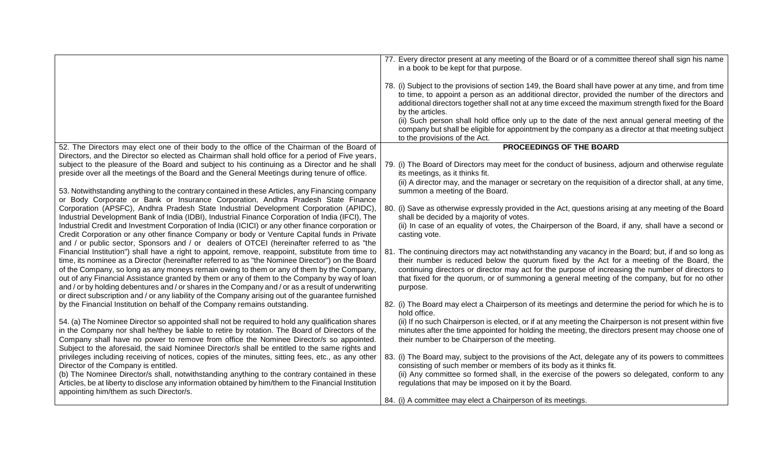52. The Directors may elect one of their body to the office of the Chairman of the Board of Directors, and the Director so elected as Chairman shall hold office for a period of Five years, subject to the pleasure of the Board and subject to his continuing as a Director and he shall preside over all the meetings of the Board and the General Meetings during tenure of office.

53. Notwithstanding anything to the contrary contained in these Articles, any Financing company or Body Corporate or Bank or Insurance Corporation, Andhra Pradesh State Finance Corporation (APSFC), Andhra Pradesh State Industrial Development Corporation (APIDC), Industrial Development Bank of India (IDBI), Industrial Finance Corporation of India (IFCI), The Industrial Credit and Investment Corporation of India (ICICI) or any other finance corporation or Credit Corporation or any other finance Company or body or Venture Capital funds in Private and / or public sector, Sponsors and / or dealers of OTCEI (hereinafter referred to as "the Financial Institution") shall have a right to appoint, remove, reappoint, substitute from time to time, its nominee as a Director (hereinafter referred to as "the Nominee Director") on the Board of the Company, so long as any moneys remain owing to them or any of them by the Company, out of any Financial Assistance granted by them or any of them to the Company by way of loan and / or by holding debentures and / or shares in the Company and / or as a result of underwriting or direct subscription and / or any liability of the Company arising out of the guarantee furnished by the Financial Institution on behalf of the Company remains outstanding.

54. (a) The Nominee Director so appointed shall not be required to hold any qualification shares in the Company nor shall he/they be liable to retire by rotation. The Board of Directors of the Company shall have no power to remove from office the Nominee Director/s so appointed. Subject to the aforesaid, the said Nominee Director/s shall be entitled to the same rights and privileges including receiving of notices, copies of the minutes, sitting fees, etc., as any other Director of the Company is entitled.

(b) The Nominee Director/s shall, notwithstanding anything to the contrary contained in these Articles, be at liberty to disclose any information obtained by him/them to the Financial Institution appointing him/them as such Director/s.

77. Every director present at any meeting of the Board or of a committee thereof shall sign his name in a book to be kept for that purpose.

78. (i) Subject to the provisions of section 149, the Board shall have power at any time, and from time to time, to appoint a person as an additional director, provided the number of the directors and additional directors together shall not at any time exceed the maximum strength fixed for the Board by the articles.

(ii) Such person shall hold office only up to the date of the next annual general meeting of the company but shall be eligible for appointment by the company as a director at that meeting subject to the provisions of the Act.

## PROCEEDINGS OF THE BOARD

79. (i) The Board of Directors may meet for the conduct of business, adjourn and otherwise regulate its meetings, as it thinks fit.

(ii) A director may, and the manager or secretary on the requisition of a director shall, at any time, summon a meeting of the Board.

80. (i) Save as otherwise expressly provided in the Act, questions arising at any meeting of the Board shall be decided by a majority of votes.

(ii) In case of an equality of votes, the Chairperson of the Board, if any, shall have a second or casting vote.

81. The continuing directors may act notwithstanding any vacancy in the Board; but, if and so long as their number is reduced below the quorum fixed by the Act for a meeting of the Board, the continuing directors or director may act for the purpose of increasing the number of directors to that fixed for the quorum, or of summoning a general meeting of the company, but for no other purpose.

82. (i) The Board may elect a Chairperson of its meetings and determine the period for which he is to hold office.

(ii) If no such Chairperson is elected, or if at any meeting the Chairperson is not present within five minutes after the time appointed for holding the meeting, the directors present may choose one of their number to be Chairperson of the meeting.

83. (i) The Board may, subject to the provisions of the Act, delegate any of its powers to committees consisting of such member or members of its body as it thinks fit.

(ii) Any committee so formed shall, in the exercise of the powers so delegated, conform to any regulations that may be imposed on it by the Board.

84. (i) A committee may elect a Chairperson of its meetings.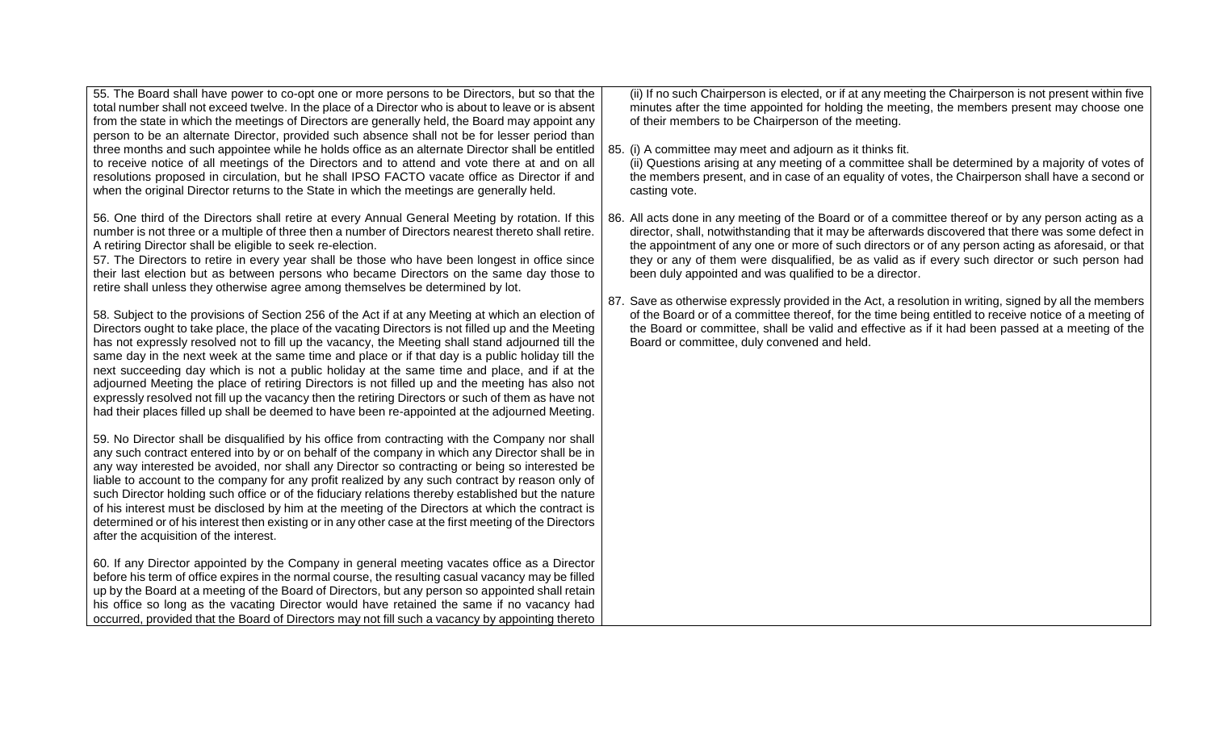55. The Board shall have power to co-opt one or more persons to be Directors, but so that the total number shall not exceed twelve. In the place of a Director who is about to leave or is absent from the state in which the meetings of Directors are generally held, the Board may appoint any person to be an alternate Director, provided such absence shall not be for lesser period than three months and such appointee while he holds office as an alternate Director shall be entitled to receive notice of all meetings of the Directors and to attend and vote there at and on all resolutions proposed in circulation, but he shall IPSO FACTO vacate office as Director if and when the original Director returns to the State in which the meetings are generally held.

56. One third of the Directors shall retire at every Annual General Meeting by rotation. If this number is not three or a multiple of three then a number of Directors nearest thereto shall retire. A retiring Director shall be eligible to seek re-election.

57. The Directors to retire in every year shall be those who have been longest in office since their last election but as between persons who became Directors on the same day those to retire shall unless they otherwise agree among themselves be determined by lot.

58. Subject to the provisions of Section 256 of the Act if at any Meeting at which an election of Directors ought to take place, the place of the vacating Directors is not filled up and the Meeting has not expressly resolved not to fill up the vacancy, the Meeting shall stand adjourned till the same day in the next week at the same time and place or if that day is a public holiday till the next succeeding day which is not a public holiday at the same time and place, and if at the adjourned Meeting the place of retiring Directors is not filled up and the meeting has also not expressly resolved not fill up the vacancy then the retiring Directors or such of them as have not had their places filled up shall be deemed to have been re-appointed at the adjourned Meeting.

59. No Director shall be disqualified by his office from contracting with the Company nor shall any such contract entered into by or on behalf of the company in which any Director shall be in any way interested be avoided, nor shall any Director so contracting or being so interested be liable to account to the company for any profit realized by any such contract by reason only of such Director holding such office or of the fiduciary relations thereby established but the nature of his interest must be disclosed by him at the meeting of the Directors at which the contract is determined or of his interest then existing or in any other case at the first meeting of the Directors after the acquisition of the interest.

60. If any Director appointed by the Company in general meeting vacates office as a Director before his term of office expires in the normal course, the resulting casual vacancy may be filled up by the Board at a meeting of the Board of Directors, but any person so appointed shall retain his office so long as the vacating Director would have retained the same if no vacancy had occurred, provided that the Board of Directors may not fill such a vacancy by appointing thereto

(ii) If no such Chairperson is elected, or if at any meeting the Chairperson is not present within five minutes after the time appointed for holding the meeting, the members present may choose one of their members to be Chairperson of the meeting.

85. (i) A committee may meet and adjourn as it thinks fit.

(ii) Questions arising at any meeting of a committee shall be determined by a majority of votes of the members present, and in case of an equality of votes, the Chairperson shall have a second or casting vote.

86. All acts done in any meeting of the Board or of a committee thereof or by any person acting as a director, shall, notwithstanding that it may be afterwards discovered that there was some defect in the appointment of any one or more of such directors or of any person acting as aforesaid, or that they or any of them were disqualified, be as valid as if every such director or such person had been duly appointed and was qualified to be a director.

87. Save as otherwise expressly provided in the Act, a resolution in writing, signed by all the members of the Board or of a committee thereof, for the time being entitled to receive notice of a meeting of the Board or committee, shall be valid and effective as if it had been passed at a meeting of the Board or committee, duly convened and held.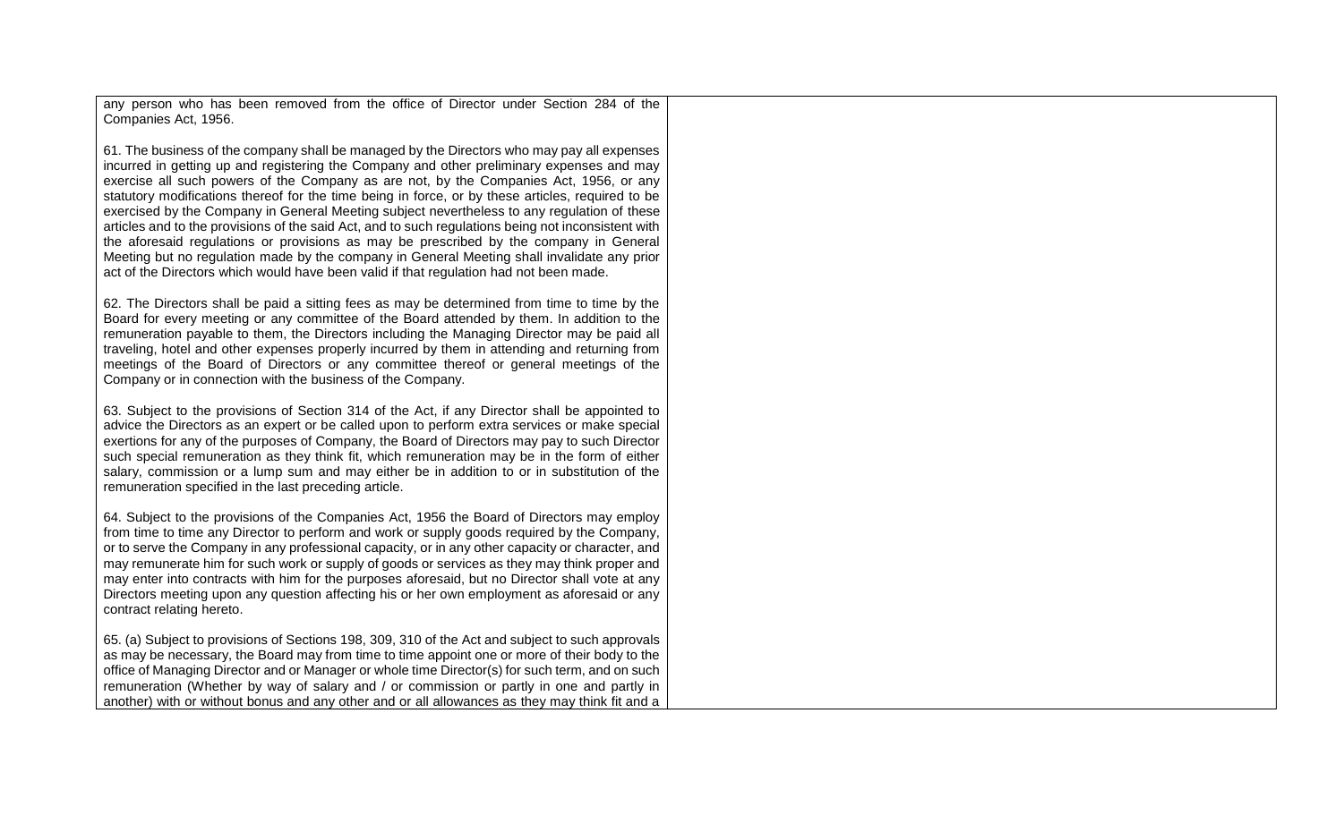any person who has been removed from the office of Director under Section 284 of the Companies Act, 1956.

61. The business of the company shall be managed by the Directors who may pay all expenses incurred in getting up and registering the Company and other preliminary expenses and may exercise all such powers of the Company as are not, by the Companies Act, 1956, or any statutory modifications thereof for the time being in force, or by these articles, required to be exercised by the Company in General Meeting subject nevertheless to any regulation of these articles and to the provisions of the said Act, and to such regulations being not inconsistent with the aforesaid regulations or provisions as may be prescribed by the company in General Meeting but no regulation made by the company in General Meeting shall invalidate any prior act of the Directors which would have been valid if that regulation had not been made.

62. The Directors shall be paid a sitting fees as may be determined from time to time by the Board for every meeting or any committee of the Board attended by them. In addition to the remuneration payable to them, the Directors including the Managing Director may be paid all traveling, hotel and other expenses properly incurred by them in attending and returning from meetings of the Board of Directors or any committee thereof or general meetings of the Company or in connection with the business of the Company.

63. Subject to the provisions of Section 314 of the Act, if any Director shall be appointed to advice the Directors as an expert or be called upon to perform extra services or make special exertions for any of the purposes of Company, the Board of Directors may pay to such Director such special remuneration as they think fit, which remuneration may be in the form of either salary, commission or a lump sum and may either be in addition to or in substitution of the remuneration specified in the last preceding article.

64. Subject to the provisions of the Companies Act, 1956 the Board of Directors may employ from time to time any Director to perform and work or supply goods required by the Company, or to serve the Company in any professional capacity, or in any other capacity or character, and may remunerate him for such work or supply of goods or services as they may think proper and may enter into contracts with him for the purposes aforesaid, but no Director shall vote at any Directors meeting upon any question affecting his or her own employment as aforesaid or any contract relating hereto.

65. (a) Subject to provisions of Sections 198, 309, 310 of the Act and subject to such approvals as may be necessary, the Board may from time to time appoint one or more of their body to the office of Managing Director and or Manager or whole time Director(s) for such term, and on such remuneration (Whether by way of salary and / or commission or partly in one and partly in another) with or without bonus and any other and or all allowances as they may think fit and a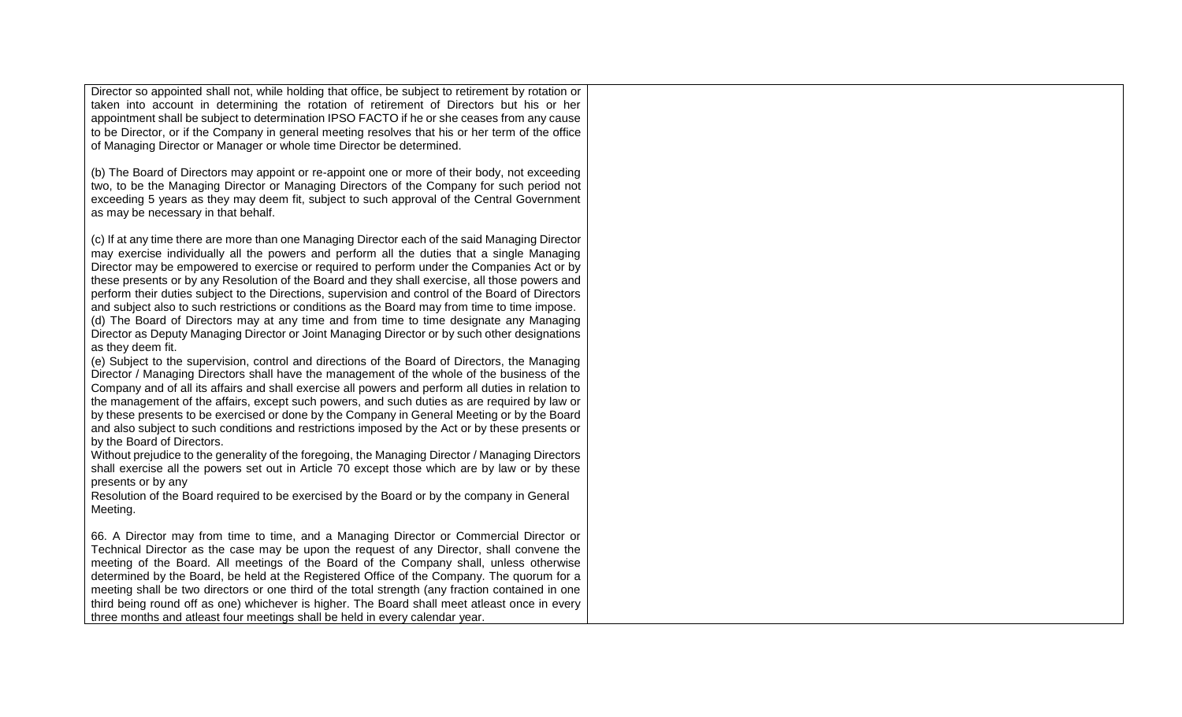Director so appointed shall not, while holding that office, be subject to retirement by rotation or taken into account in determining the rotation of retirement of Directors but his or her appointment shall be subject to determination IPSO FACTO if he or she ceases from any cause to be Director, or if the Company in general meeting resolves that his or her term of the office of Managing Director or Manager or whole time Director be determined.

(b) The Board of Directors may appoint or re-appoint one or more of their body, not exceeding two, to be the Managing Director or Managing Directors of the Company for such period not exceeding 5 years as they may deem fit, subject to such approval of the Central Government as may be necessary in that behalf.

(c) If at any time there are more than one Managing Director each of the said Managing Director may exercise individually all the powers and perform all the duties that a single Managing Director may be empowered to exercise or required to perform under the Companies Act or by these presents or by any Resolution of the Board and they shall exercise, all those powers and perform their duties subject to the Directions, supervision and control of the Board of Directors and subject also to such restrictions or conditions as the Board may from time to time impose.

(d) The Board of Directors may at any time and from time to time designate any Managing Director as Deputy Managing Director or Joint Managing Director or by such other designations as they deem fit.

(e) Subject to the supervision, control and directions of the Board of Directors, the Managing Director / Managing Directors shall have the management of the whole of the business of the Company and of all its affairs and shall exercise all powers and perform all duties in relation to the management of the affairs, except such powers, and such duties as are required by law or by these presents to be exercised or done by the Company in General Meeting or by the Board and also subject to such conditions and restrictions imposed by the Act or by these presents or by the Board of Directors.

Without prejudice to the generality of the foregoing, the Managing Director / Managing Directors shall exercise all the powers set out in Article 70 except those which are by law or by these presents or by any Resolution of the Board required to be exercised by the Board or by the company in General Meeting.

66. A Director may from time to time, and a Managing Director or Commercial Director or Technical Director as the case may be upon the request of any Director, shall convene the meeting of the Board. All meetings of the Board of the Company shall, unless otherwise determined by the Board, be held at the Registered Office of the Company. The quorum for a meeting shall be two directors or one third of the total strength (any fraction contained in one third being round off as one) whichever is higher. The Board shall meet atleast once in every three months and atleast four meetings shall be held in every calendar year.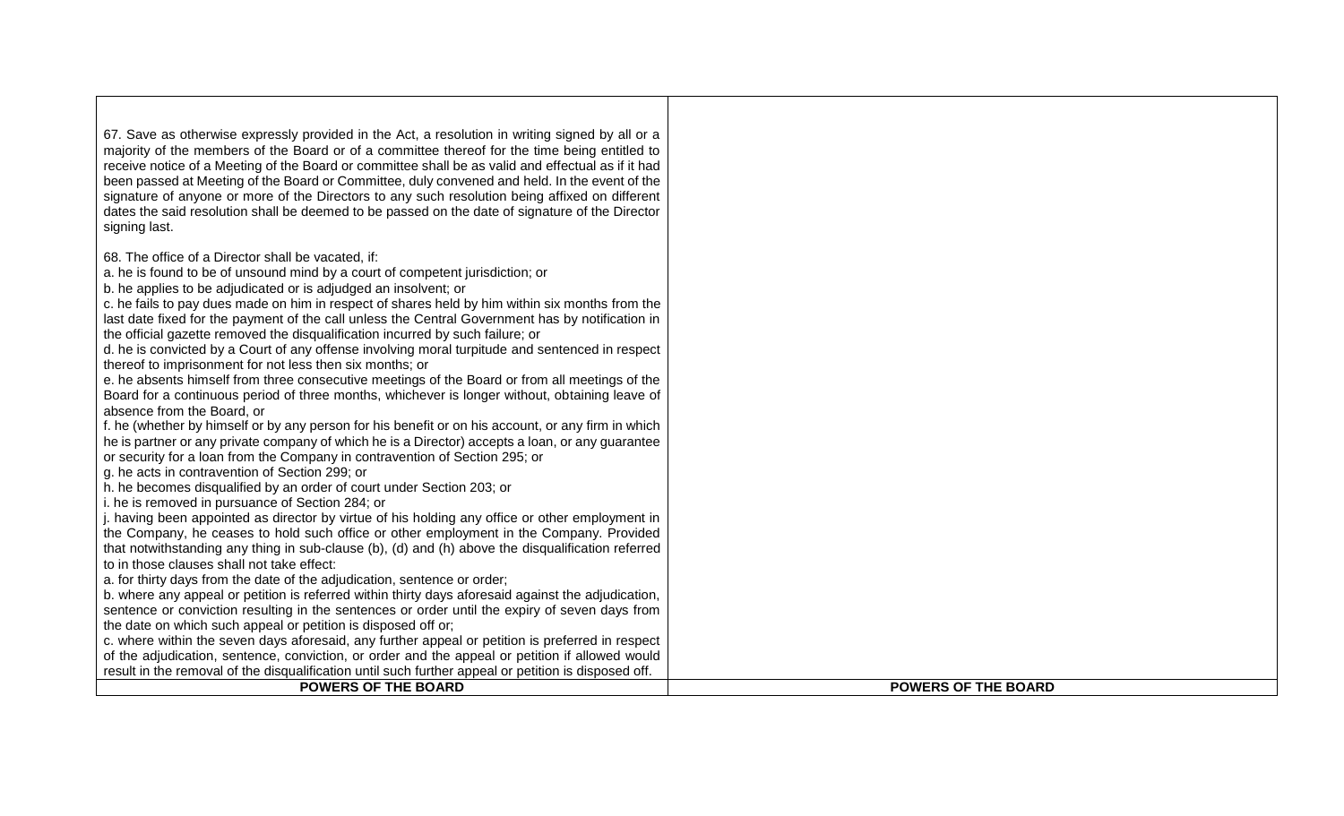| | |
|---|---|
| 67. Save as otherwise expressly provided in the Act, a resolution in writing signed by all or a majority of the members of the Board or of a committee thereof for the time being entitled to receive notice of a Meeting of the Board or committee shall be as valid and effectual as if it had been passed at Meeting of the Board or Committee, duly convened and held. In the event of the signature of anyone or more of the Directors to any such resolution being affixed on different dates the said resolution shall be deemed to be passed on the date of signature of the Director signing last.<br><br>68. The office of a Director shall be vacated, if:<br>a. he is found to be of unsound mind by a court of competent jurisdiction; or<br>b. he applies to be adjudicated or is adjudged an insolvent; or<br>c. he fails to pay dues made on him in respect of shares held by him within six months from the last date fixed for the payment of the call unless the Central Government has by notification in the official gazette removed the disqualification incurred by such failure; or<br>d. he is convicted by a Court of any offense involving moral turpitude and sentenced in respect thereof to imprisonment for not less then six months; or<br>e. he absents himself from three consecutive meetings of the Board or from all meetings of the Board for a continuous period of three months, whichever is longer without, obtaining leave of absence from the Board, or<br>f. he (whether by himself or by any person for his benefit or on his account, or any firm in which he is partner or any private company of which he is a Director) accepts a loan, or any guarantee or security for a loan from the Company in contravention of Section 295; or<br>g. he acts in contravention of Section 299; or<br>h. he becomes disqualified by an order of court under Section 203; or<br>i. he is removed in pursuance of Section 284; or<br>j. having been appointed as director by virtue of his holding any office or other employment in the Company, he ceases to hold such office or other employment in the Company. Provided that notwithstanding any thing in sub-clause (b), (d) and (h) above the disqualification referred to in those clauses shall not take effect:<br>a. for thirty days from the date of the adjudication, sentence or order;<br>b. where any appeal or petition is referred within thirty days aforesaid against the adjudication, sentence or conviction resulting in the sentences or order until the expiry of seven days from the date on which such appeal or petition is disposed off or;<br>c. where within the seven days aforesaid, any further appeal or petition is preferred in respect of the adjudication, sentence, conviction, or order and the appeal or petition if allowed would result in the removal of the disqualification until such further appeal or petition is disposed off. | |
| **POWERS OF THE BOARD** | **POWERS OF THE BOARD** |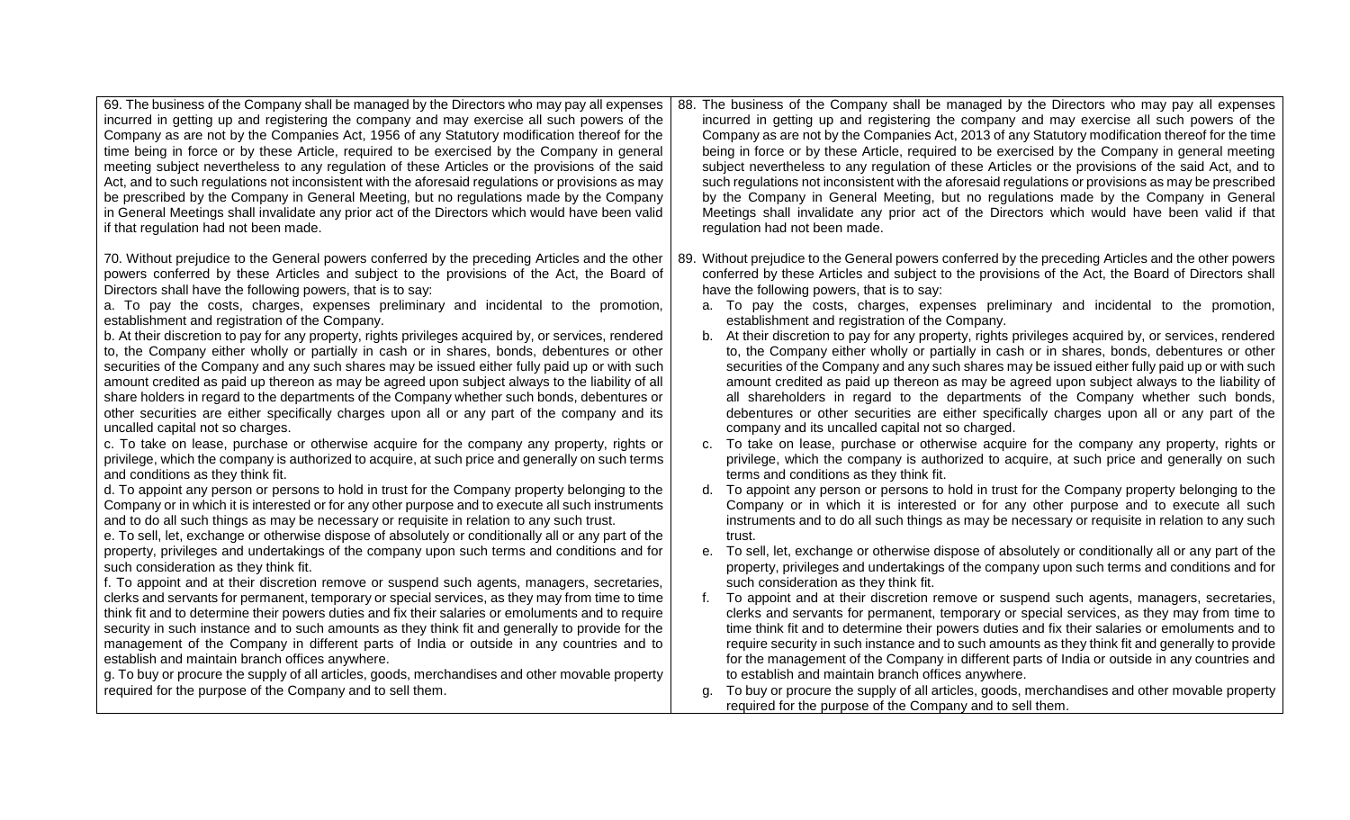| | |
|---|---|
| 69. The business of the Company shall be managed by the Directors who may pay all expenses incurred in getting up and registering the company and may exercise all such powers of the Company as are not by the Companies Act, 1956 of any Statutory modification thereof for the time being in force or by these Article, required to be exercised by the Company in general meeting subject nevertheless to any regulation of these Articles or the provisions of the said Act, and to such regulations not inconsistent with the aforesaid regulations or provisions as may be prescribed by the Company in General Meeting, but no regulations made by the Company in General Meetings shall invalidate any prior act of the Directors which would have been valid if that regulation had not been made. | 88. The business of the Company shall be managed by the Directors who may pay all expenses incurred in getting up and registering the company and may exercise all such powers of the Company as are not by the Companies Act, 2013 of any Statutory modification thereof for the time being in force or by these Article, required to be exercised by the Company in general meeting subject nevertheless to any regulation of these Articles or the provisions of the said Act, and to such regulations not inconsistent with the aforesaid regulations or provisions as may be prescribed by the Company in General Meeting, but no regulations made by the Company in General Meetings shall invalidate any prior act of the Directors which would have been valid if that regulation had not been made. |
| 70. Without prejudice to the General powers conferred by the preceding Articles and the other powers conferred by these Articles and subject to the provisions of the Act, the Board of Directors shall have the following powers, that is to say:<br>a. To pay the costs, charges, expenses preliminary and incidental to the promotion, establishment and registration of the Company.<br>b. At their discretion to pay for any property, rights privileges acquired by, or services, rendered to, the Company either wholly or partially in cash or in shares, bonds, debentures or other securities of the Company and any such shares may be issued either fully paid up or with such amount credited as paid up thereon as may be agreed upon subject always to the liability of all share holders in regard to the departments of the Company whether such bonds, debentures or other securities are either specifically charges upon all or any part of the company and its uncalled capital not so charges.<br>c. To take on lease, purchase or otherwise acquire for the company any property, rights or privilege, which the company is authorized to acquire, at such price and generally on such terms and conditions as they think fit.<br>d. To appoint any person or persons to hold in trust for the Company property belonging to the Company or in which it is interested or for any other purpose and to execute all such instruments and to do all such things as may be necessary or requisite in relation to any such trust.<br>e. To sell, let, exchange or otherwise dispose of absolutely or conditionally all or any part of the property, privileges and undertakings of the company upon such terms and conditions and for such consideration as they think fit.<br>f. To appoint and at their discretion remove or suspend such agents, managers, secretaries, clerks and servants for permanent, temporary or special services, as they may from time to time think fit and to determine their powers duties and fix their salaries or emoluments and to require security in such instance and to such amounts as they think fit and generally to provide for the management of the Company in different parts of India or outside in any countries and to establish and maintain branch offices anywhere.<br>g. To buy or procure the supply of all articles, goods, merchandises and other movable property required for the purpose of the Company and to sell them. | 89. Without prejudice to the General powers conferred by the preceding Articles and the other powers conferred by these Articles and subject to the provisions of the Act, the Board of Directors shall have the following powers, that is to say:<br>a. To pay the costs, charges, expenses preliminary and incidental to the promotion, establishment and registration of the Company.<br>b. At their discretion to pay for any property, rights privileges acquired by, or services, rendered to, the Company either wholly or partially in cash or in shares, bonds, debentures or other securities of the Company and any such shares may be issued either fully paid up or with such amount credited as paid up thereon as may be agreed upon subject always to the liability of all shareholders in regard to the departments of the Company whether such bonds, debentures or other securities are either specifically charges upon all or any part of the company and its uncalled capital not so charged.<br>c. To take on lease, purchase or otherwise acquire for the company any property, rights or privilege, which the company is authorized to acquire, at such price and generally on such terms and conditions as they think fit.<br>d. To appoint any person or persons to hold in trust for the Company property belonging to the Company or in which it is interested or for any other purpose and to execute all such instruments and to do all such things as may be necessary or requisite in relation to any such trust.<br>e. To sell, let, exchange or otherwise dispose of absolutely or conditionally all or any part of the property, privileges and undertakings of the company upon such terms and conditions and for such consideration as they think fit.<br>f. To appoint and at their discretion remove or suspend such agents, managers, secretaries, clerks and servants for permanent, temporary or special services, as they may from time to time think fit and to determine their powers duties and fix their salaries or emoluments and to require security in such instance and to such amounts as they think fit and generally to provide for the management of the Company in different parts of India or outside in any countries and to establish and maintain branch offices anywhere.<br>g. To buy or procure the supply of all articles, goods, merchandises and other movable property required for the purpose of the Company and to sell them. |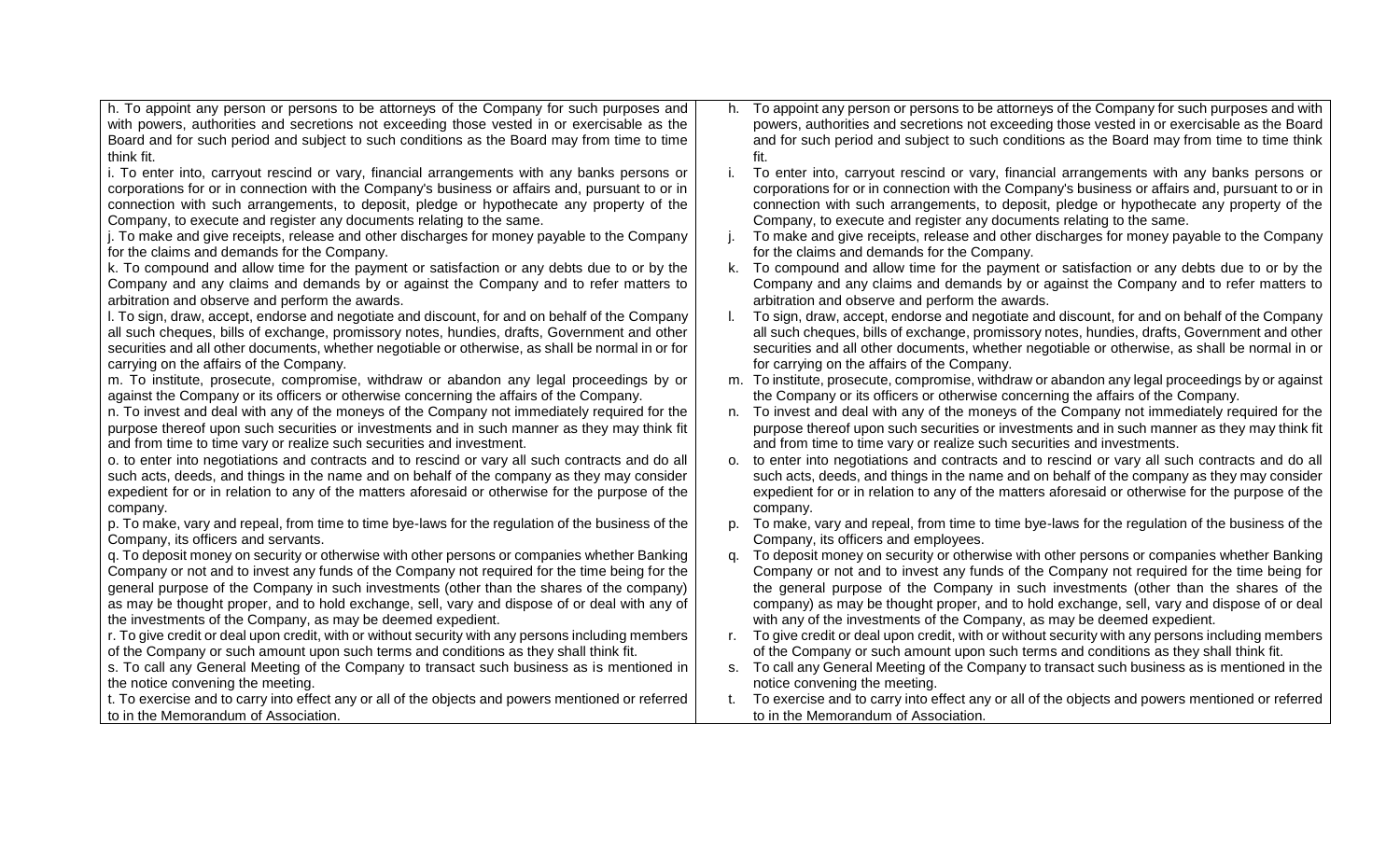| | |
|---|---|
| h. To appoint any person or persons to be attorneys of the Company for such purposes and with powers, authorities and secretions not exceeding those vested in or exercisable as the Board and for such period and subject to such conditions as the Board may from time to time think fit.<br>i. To enter into, carryout rescind or vary, financial arrangements with any banks persons or corporations for or in connection with the Company's business or affairs and, pursuant to or in connection with such arrangements, to deposit, pledge or hypothecate any property of the Company, to execute and register any documents relating to the same.<br>j. To make and give receipts, release and other discharges for money payable to the Company for the claims and demands for the Company.<br>k. To compound and allow time for the payment or satisfaction or any debts due to or by the Company and any claims and demands by or against the Company and to refer matters to arbitration and observe and perform the awards.<br>l. To sign, draw, accept, endorse and negotiate and discount, for and on behalf of the Company all such cheques, bills of exchange, promissory notes, hundies, drafts, Government and other securities and all other documents, whether negotiable or otherwise, as shall be normal in or for carrying on the affairs of the Company.<br>m. To institute, prosecute, compromise, withdraw or abandon any legal proceedings by or against the Company or its officers or otherwise concerning the affairs of the Company.<br>n. To invest and deal with any of the moneys of the Company not immediately required for the purpose thereof upon such securities or investments and in such manner as they may think fit and from time to time vary or realize such securities and investment.<br>o. to enter into negotiations and contracts and to rescind or vary all such contracts and do all such acts, deeds, and things in the name and on behalf of the company as they may consider expedient for or in relation to any of the matters aforesaid or otherwise for the purpose of the company.<br>p. To make, vary and repeal, from time to time bye-laws for the regulation of the business of the Company, its officers and servants.<br>q. To deposit money on security or otherwise with other persons or companies whether Banking Company or not and to invest any funds of the Company not required for the time being for the general purpose of the Company in such investments (other than the shares of the company) as may be thought proper, and to hold exchange, sell, vary and dispose of or deal with any of the investments of the Company, as may be deemed expedient.<br>r. To give credit or deal upon credit, with or without security with any persons including members of the Company or such amount upon such terms and conditions as they shall think fit.<br>s. To call any General Meeting of the Company to transact such business as is mentioned in the notice convening the meeting.<br>t. To exercise and to carry into effect any or all of the objects and powers mentioned or referred to in the Memorandum of Association. | h. To appoint any person or persons to be attorneys of the Company for such purposes and with powers, authorities and secretions not exceeding those vested in or exercisable as the Board and for such period and subject to such conditions as the Board may from time to time think fit.<br>i. To enter into, carryout rescind or vary, financial arrangements with any banks persons or corporations for or in connection with the Company's business or affairs and, pursuant to or in connection with such arrangements, to deposit, pledge or hypothecate any property of the Company, to execute and register any documents relating to the same.<br>j. To make and give receipts, release and other discharges for money payable to the Company for the claims and demands for the Company.<br>k. To compound and allow time for the payment or satisfaction or any debts due to or by the Company and any claims and demands by or against the Company and to refer matters to arbitration and observe and perform the awards.<br>l. To sign, draw, accept, endorse and negotiate and discount, for and on behalf of the Company all such cheques, bills of exchange, promissory notes, hundies, drafts, Government and other securities and all other documents, whether negotiable or otherwise, as shall be normal in or for carrying on the affairs of the Company.<br>m. To institute, prosecute, compromise, withdraw or abandon any legal proceedings by or against the Company or its officers or otherwise concerning the affairs of the Company.<br>n. To invest and deal with any of the moneys of the Company not immediately required for the purpose thereof upon such securities or investments and in such manner as they may think fit and from time to time vary or realize such securities and investments.<br>o. to enter into negotiations and contracts and to rescind or vary all such contracts and do all such acts, deeds, and things in the name and on behalf of the company as they may consider expedient for or in relation to any of the matters aforesaid or otherwise for the purpose of the company.<br>p. To make, vary and repeal, from time to time bye-laws for the regulation of the business of the Company, its officers and employees.<br>q. To deposit money on security or otherwise with other persons or companies whether Banking Company or not and to invest any funds of the Company not required for the time being for the general purpose of the Company in such investments (other than the shares of the company) as may be thought proper, and to hold exchange, sell, vary and dispose of or deal with any of the investments of the Company, as may be deemed expedient.<br>r. To give credit or deal upon credit, with or without security with any persons including members of the Company or such amount upon such terms and conditions as they shall think fit.<br>s. To call any General Meeting of the Company to transact such business as is mentioned in the notice convening the meeting.<br>t. To exercise and to carry into effect any or all of the objects and powers mentioned or referred to in the Memorandum of Association. |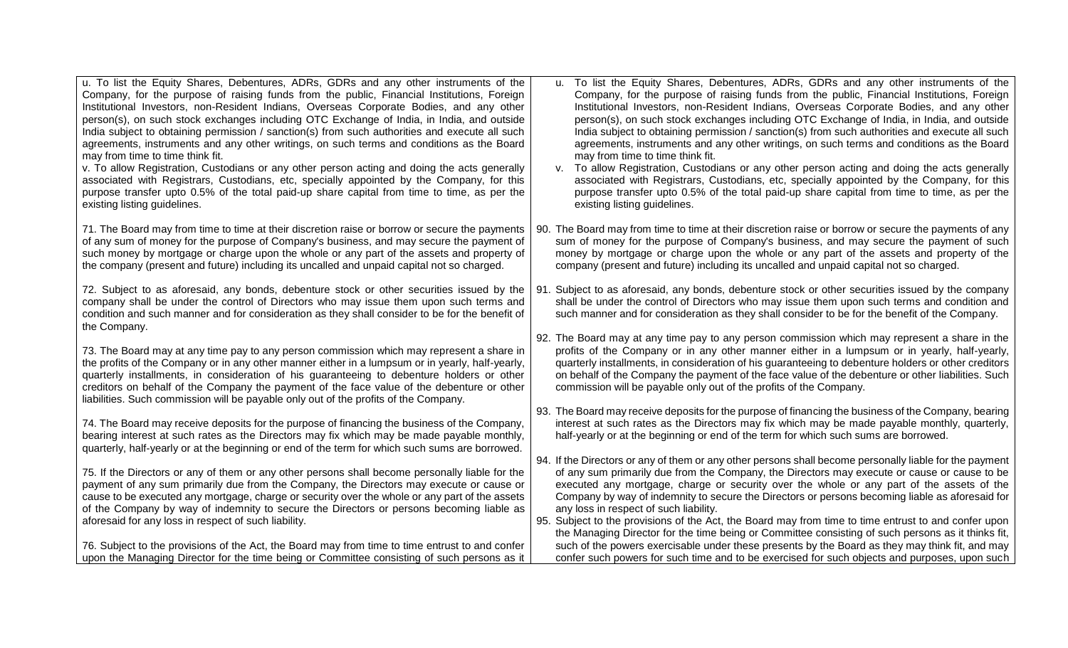| | |
|---|---|
| u. To list the Equity Shares, Debentures, ADRs, GDRs and any other instruments of the Company, for the purpose of raising funds from the public, Financial Institutions, Foreign Institutional Investors, non-Resident Indians, Overseas Corporate Bodies, and any other person(s), on such stock exchanges including OTC Exchange of India, in India, and outside India subject to obtaining permission / sanction(s) from such authorities and execute all such agreements, instruments and any other writings, on such terms and conditions as the Board may from time to time think fit.<br>v. To allow Registration, Custodians or any other person acting and doing the acts generally associated with Registrars, Custodians, etc, specially appointed by the Company, for this purpose transfer upto 0.5% of the total paid-up share capital from time to time, as per the existing listing guidelines. | u. To list the Equity Shares, Debentures, ADRs, GDRs and any other instruments of the Company, for the purpose of raising funds from the public, Financial Institutions, Foreign Institutional Investors, non-Resident Indians, Overseas Corporate Bodies, and any other person(s), on such stock exchanges including OTC Exchange of India, in India, and outside India subject to obtaining permission / sanction(s) from such authorities and execute all such agreements, instruments and any other writings, on such terms and conditions as the Board may from time to time think fit.<br>v. To allow Registration, Custodians or any other person acting and doing the acts generally associated with Registrars, Custodians, etc, specially appointed by the Company, for this purpose transfer upto 0.5% of the total paid-up share capital from time to time, as per the existing listing guidelines. |
| 71. The Board may from time to time at their discretion raise or borrow or secure the payments of any sum of money for the purpose of Company's business, and may secure the payment of such money by mortgage or charge upon the whole or any part of the assets and property of the company (present and future) including its uncalled and unpaid capital not so charged. | 90. The Board may from time to time at their discretion raise or borrow or secure the payments of any sum of money for the purpose of Company's business, and may secure the payment of such money by mortgage or charge upon the whole or any part of the assets and property of the company (present and future) including its uncalled and unpaid capital not so charged. |
| 72. Subject to as aforesaid, any bonds, debenture stock or other securities issued by the company shall be under the control of Directors who may issue them upon such terms and condition and such manner and for consideration as they shall consider to be for the benefit of the Company. | 91. Subject to as aforesaid, any bonds, debenture stock or other securities issued by the company shall be under the control of Directors who may issue them upon such terms and condition and such manner and for consideration as they shall consider to be for the benefit of the Company. |
| 73. The Board may at any time pay to any person commission which may represent a share in the profits of the Company or in any other manner either in a lumpsum or in yearly, half-yearly, quarterly installments, in consideration of his guaranteeing to debenture holders or other creditors on behalf of the Company the payment of the face value of the debenture or other liabilities. Such commission will be payable only out of the profits of the Company. | 92. The Board may at any time pay to any person commission which may represent a share in the profits of the Company or in any other manner either in a lumpsum or in yearly, half-yearly, quarterly installments, in consideration of his guaranteeing to debenture holders or other creditors on behalf of the Company the payment of the face value of the debenture or other liabilities. Such commission will be payable only out of the profits of the Company. |
| 74. The Board may receive deposits for the purpose of financing the business of the Company, bearing interest at such rates as the Directors may fix which may be made payable monthly, quarterly, half-yearly or at the beginning or end of the term for which such sums are borrowed. | 93. The Board may receive deposits for the purpose of financing the business of the Company, bearing interest at such rates as the Directors may fix which may be made payable monthly, quarterly, half-yearly or at the beginning or end of the term for which such sums are borrowed. |
| 75. If the Directors or any of them or any other persons shall become personally liable for the payment of any sum primarily due from the Company, the Directors may execute or cause or cause to be executed any mortgage, charge or security over the whole or any part of the assets of the Company by way of indemnity to secure the Directors or persons becoming liable as aforesaid for any loss in respect of such liability. | 94. If the Directors or any of them or any other persons shall become personally liable for the payment of any sum primarily due from the Company, the Directors may execute or cause or cause to be executed any mortgage, charge or security over the whole or any part of the assets of the Company by way of indemnity to secure the Directors or persons becoming liable as aforesaid for any loss in respect of such liability. |
| 76. Subject to the provisions of the Act, the Board may from time to time entrust to and confer upon the Managing Director for the time being or Committee consisting of such persons as it | 95. Subject to the provisions of the Act, the Board may from time to time entrust to and confer upon the Managing Director for the time being or Committee consisting of such persons as it thinks fit, such of the powers exercisable under these presents by the Board as they may think fit, and may confer such powers for such time and to be exercised for such objects and purposes, upon such |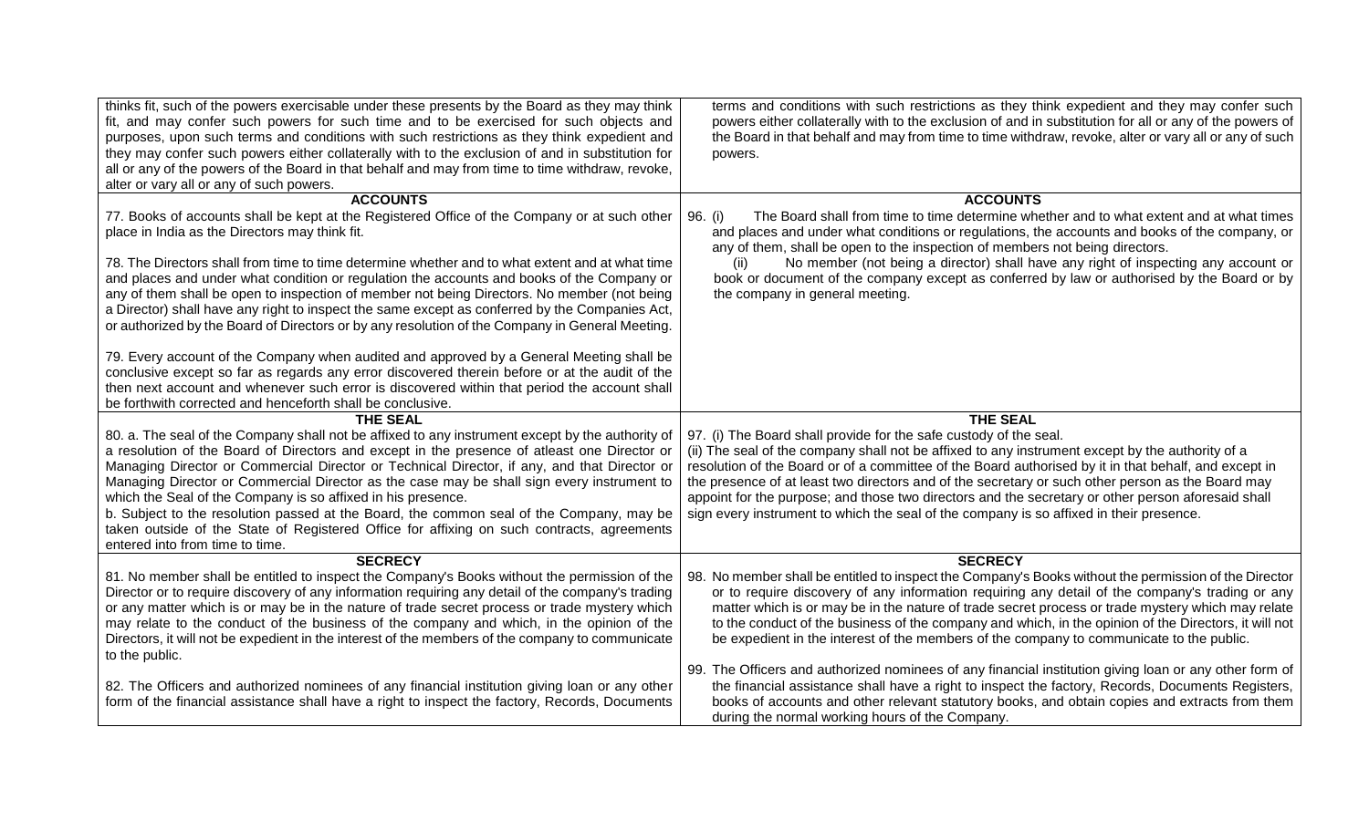| | |
|---|---|
| thinks fit, such of the powers exercisable under these presents by the Board as they may think fit, and may confer such powers for such time and to be exercised for such objects and purposes, upon such terms and conditions with such restrictions as they think expedient and they may confer such powers either collaterally with to the exclusion of and in substitution for all or any of the powers of the Board in that behalf and may from time to time withdraw, revoke, alter or vary all or any of such powers. | terms and conditions with such restrictions as they think expedient and they may confer such powers either collaterally with to the exclusion of and in substitution for all or any of the powers of the Board in that behalf and may from time to time withdraw, revoke, alter or vary all or any of such powers. |
| **ACCOUNTS** | **ACCOUNTS** |
| 77. Books of accounts shall be kept at the Registered Office of the Company or at such other place in India as the Directors may think fit.<br><br>78. The Directors shall from time to time determine whether and to what extent and at what time and places and under what condition or regulation the accounts and books of the Company or any of them shall be open to inspection of member not being Directors. No member (not being a Director) shall have any right to inspect the same except as conferred by the Companies Act, or authorized by the Board of Directors or by any resolution of the Company in General Meeting.<br><br>79. Every account of the Company when audited and approved by a General Meeting shall be conclusive except so far as regards any error discovered therein before or at the audit of the then next account and whenever such error is discovered within that period the account shall be forthwith corrected and henceforth shall be conclusive. | 96. (i) The Board shall from time to time determine whether and to what extent and at what times and places and under what conditions or regulations, the accounts and books of the company, or any of them, shall be open to the inspection of members not being directors.<br>(ii) No member (not being a director) shall have any right of inspecting any account or book or document of the company except as conferred by law or authorised by the Board or by the company in general meeting. |
| **THE SEAL** | **THE SEAL** |
| 80. a. The seal of the Company shall not be affixed to any instrument except by the authority of a resolution of the Board of Directors and except in the presence of atleast one Director or Managing Director or Commercial Director or Technical Director, if any, and that Director or Managing Director or Commercial Director as the case may be shall sign every instrument to which the Seal of the Company is so affixed in his presence.<br>b. Subject to the resolution passed at the Board, the common seal of the Company, may be taken outside of the State of Registered Office for affixing on such contracts, agreements entered into from time to time. | 97. (i) The Board shall provide for the safe custody of the seal.<br>(ii) The seal of the company shall not be affixed to any instrument except by the authority of a resolution of the Board or of a committee of the Board authorised by it in that behalf, and except in the presence of at least two directors and of the secretary or such other person as the Board may appoint for the purpose; and those two directors and the secretary or other person aforesaid shall sign every instrument to which the seal of the company is so affixed in their presence. |
| **SECRECY** | **SECRECY** |
| 81. No member shall be entitled to inspect the Company's Books without the permission of the Director or to require discovery of any information requiring any detail of the company's trading or any matter which is or may be in the nature of trade secret process or trade mystery which may relate to the conduct of the business of the company and which, in the opinion of the Directors, it will not be expedient in the interest of the members of the company to communicate to the public.<br><br>82. The Officers and authorized nominees of any financial institution giving loan or any other form of the financial assistance shall have a right to inspect the factory, Records, Documents | 98. No member shall be entitled to inspect the Company's Books without the permission of the Director or to require discovery of any information requiring any detail of the company's trading or any matter which is or may be in the nature of trade secret process or trade mystery which may relate to the conduct of the business of the company and which, in the opinion of the Directors, it will not be expedient in the interest of the members of the company to communicate to the public.<br><br>99. The Officers and authorized nominees of any financial institution giving loan or any other form of the financial assistance shall have a right to inspect the factory, Records, Documents Registers, books of accounts and other relevant statutory books, and obtain copies and extracts from them during the normal working hours of the Company. |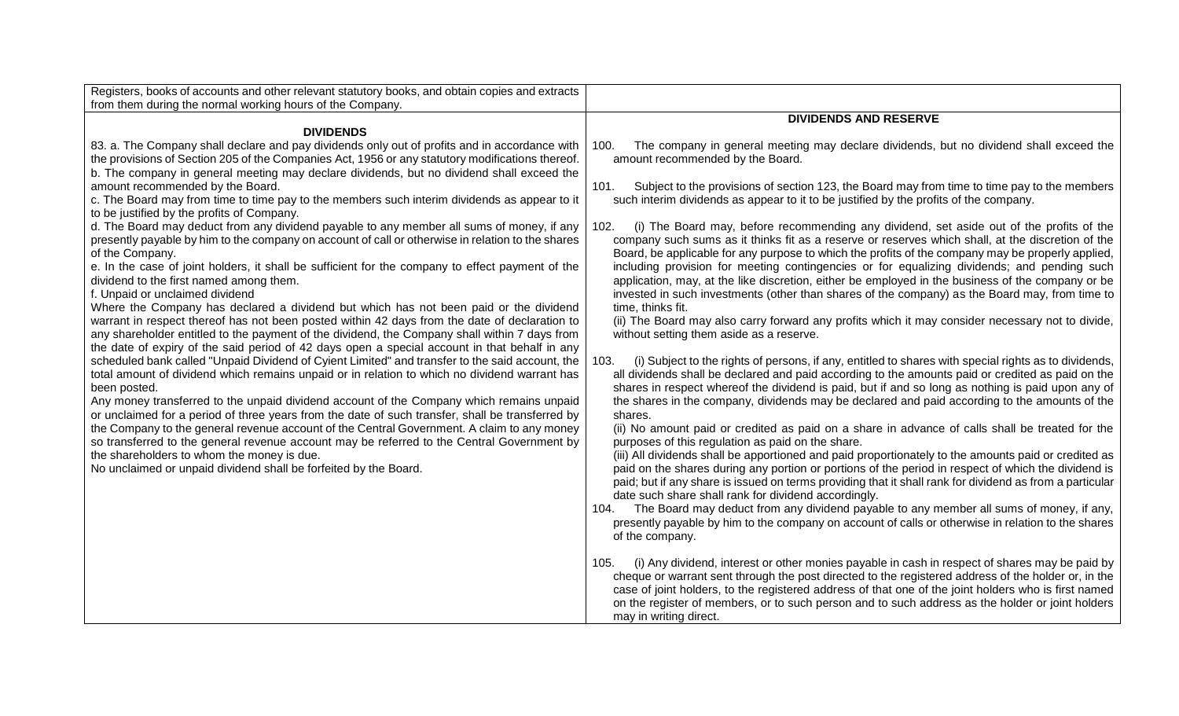| | |
|---|---|
| Registers, books of accounts and other relevant statutory books, and obtain copies and extracts from them during the normal working hours of the Company. | |
| **DIVIDENDS**<br><br>83. a. The Company shall declare and pay dividends only out of profits and in accordance with the provisions of Section 205 of the Companies Act, 1956 or any statutory modifications thereof.<br>b. The company in general meeting may declare dividends, but no dividend shall exceed the amount recommended by the Board.<br>c. The Board may from time to time pay to the members such interim dividends as appear to it to be justified by the profits of Company.<br>d. The Board may deduct from any dividend payable to any member all sums of money, if any presently payable by him to the company on account of call or otherwise in relation to the shares of the Company.<br>e. In the case of joint holders, it shall be sufficient for the company to effect payment of the dividend to the first named among them.<br>f. Unpaid or unclaimed dividend<br>Where the Company has declared a dividend but which has not been paid or the dividend warrant in respect thereof has not been posted within 42 days from the date of declaration to any shareholder entitled to the payment of the dividend, the Company shall within 7 days from the date of expiry of the said period of 42 days open a special account in that behalf in any scheduled bank called "Unpaid Dividend of Cyient Limited" and transfer to the said account, the total amount of dividend which remains unpaid or in relation to which no dividend warrant has been posted.<br>Any money transferred to the unpaid dividend account of the Company which remains unpaid or unclaimed for a period of three years from the date of such transfer, shall be transferred by the Company to the general revenue account of the Central Government. A claim to any money so transferred to the general revenue account may be referred to the Central Government by the shareholders to whom the money is due.<br>No unclaimed or unpaid dividend shall be forfeited by the Board. | **DIVIDENDS AND RESERVE**<br><br>100. The company in general meeting may declare dividends, but no dividend shall exceed the amount recommended by the Board.<br><br>101. Subject to the provisions of section 123, the Board may from time to time pay to the members such interim dividends as appear to it to be justified by the profits of the company.<br><br>102. (i) The Board may, before recommending any dividend, set aside out of the profits of the company such sums as it thinks fit as a reserve or reserves which shall, at the discretion of the Board, be applicable for any purpose to which the profits of the company may be properly applied, including provision for meeting contingencies or for equalizing dividends; and pending such application, may, at the like discretion, either be employed in the business of the company or be invested in such investments (other than shares of the company) as the Board may, from time to time, thinks fit.<br>(ii) The Board may also carry forward any profits which it may consider necessary not to divide, without setting them aside as a reserve.<br><br>103. (i) Subject to the rights of persons, if any, entitled to shares with special rights as to dividends, all dividends shall be declared and paid according to the amounts paid or credited as paid on the shares in respect whereof the dividend is paid, but if and so long as nothing is paid upon any of the shares in the company, dividends may be declared and paid according to the amounts of the shares.<br>(ii) No amount paid or credited as paid on a share in advance of calls shall be treated for the purposes of this regulation as paid on the share.<br>(iii) All dividends shall be apportioned and paid proportionately to the amounts paid or credited as paid on the shares during any portion or portions of the period in respect of which the dividend is paid; but if any share is issued on terms providing that it shall rank for dividend as from a particular date such share shall rank for dividend accordingly.<br>104. The Board may deduct from any dividend payable to any member all sums of money, if any, presently payable by him to the company on account of calls or otherwise in relation to the shares of the company.<br><br>105. (i) Any dividend, interest or other monies payable in cash in respect of shares may be paid by cheque or warrant sent through the post directed to the registered address of the holder or, in the case of joint holders, to the registered address of that one of the joint holders who is first named on the register of members, or to such person and to such address as the holder or joint holders may in writing direct. |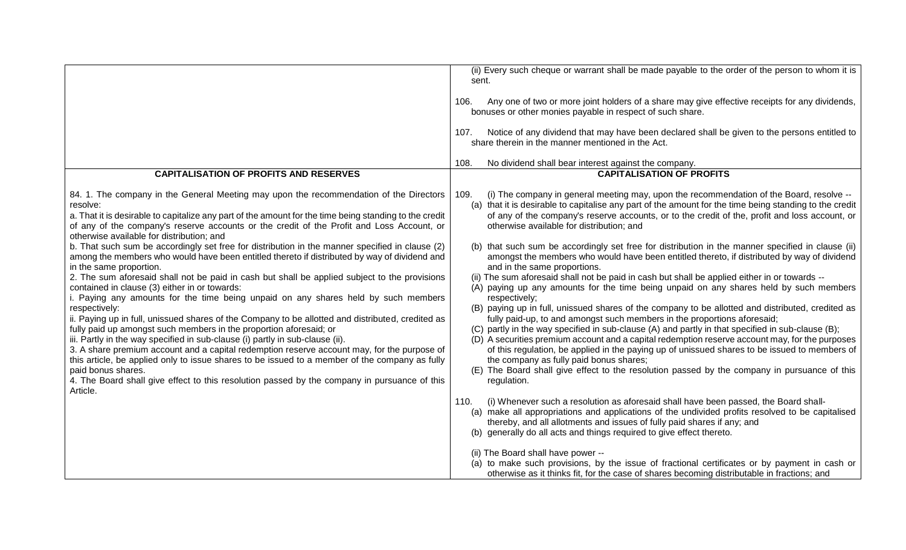| | |
|---|---|
| | (ii) Every such cheque or warrant shall be made payable to the order of the person to whom it is sent.<br><br>106. Any one of two or more joint holders of a share may give effective receipts for any dividends, bonuses or other monies payable in respect of such share.<br><br>107. Notice of any dividend that may have been declared shall be given to the persons entitled to share therein in the manner mentioned in the Act.<br><br>108. No dividend shall bear interest against the company. |
| **CAPITALISATION OF PROFITS AND RESERVES** | **CAPITALISATION OF PROFITS** |
| 84. 1. The company in the General Meeting may upon the recommendation of the Directors resolve:<br>a. That it is desirable to capitalize any part of the amount for the time being standing to the credit of any of the company's reserve accounts or the credit of the Profit and Loss Account, or otherwise available for distribution; and<br>b. That such sum be accordingly set free for distribution in the manner specified in clause (2) among the members who would have been entitled thereto if distributed by way of dividend and in the same proportion.<br>2. The sum aforesaid shall not be paid in cash but shall be applied subject to the provisions contained in clause (3) either in or towards:<br>i. Paying any amounts for the time being unpaid on any shares held by such members respectively:<br>ii. Paying up in full, unissued shares of the Company to be allotted and distributed, credited as fully paid up amongst such members in the proportion aforesaid; or<br>iii. Partly in the way specified in sub-clause (i) partly in sub-clause (ii).<br>3. A share premium account and a capital redemption reserve account may, for the purpose of this article, be applied only to issue shares to be issued to a member of the company as fully paid bonus shares.<br>4. The Board shall give effect to this resolution passed by the company in pursuance of this Article. | 109. (i) The company in general meeting may, upon the recommendation of the Board, resolve --<br>(a) that it is desirable to capitalise any part of the amount for the time being standing to the credit of any of the company's reserve accounts, or to the credit of the, profit and loss account, or otherwise available for distribution; and<br>(b) that such sum be accordingly set free for distribution in the manner specified in clause (ii) amongst the members who would have been entitled thereto, if distributed by way of dividend and in the same proportions.<br>(ii) The sum aforesaid shall not be paid in cash but shall be applied either in or towards --<br>(A) paying up any amounts for the time being unpaid on any shares held by such members respectively;<br>(B) paying up in full, unissued shares of the company to be allotted and distributed, credited as fully paid-up, to and amongst such members in the proportions aforesaid;<br>(C) partly in the way specified in sub-clause (A) and partly in that specified in sub-clause (B);<br>(D) A securities premium account and a capital redemption reserve account may, for the purposes of this regulation, be applied in the paying up of unissued shares to be issued to members of the company as fully paid bonus shares;<br>(E) The Board shall give effect to the resolution passed by the company in pursuance of this regulation.<br><br>110. (i) Whenever such a resolution as aforesaid shall have been passed, the Board shall-<br>(a) make all appropriations and applications of the undivided profits resolved to be capitalised thereby, and all allotments and issues of fully paid shares if any; and<br>(b) generally do all acts and things required to give effect thereto.<br><br>(ii) The Board shall have power --<br>(a) to make such provisions, by the issue of fractional certificates or by payment in cash or otherwise as it thinks fit, for the case of shares becoming distributable in fractions; and |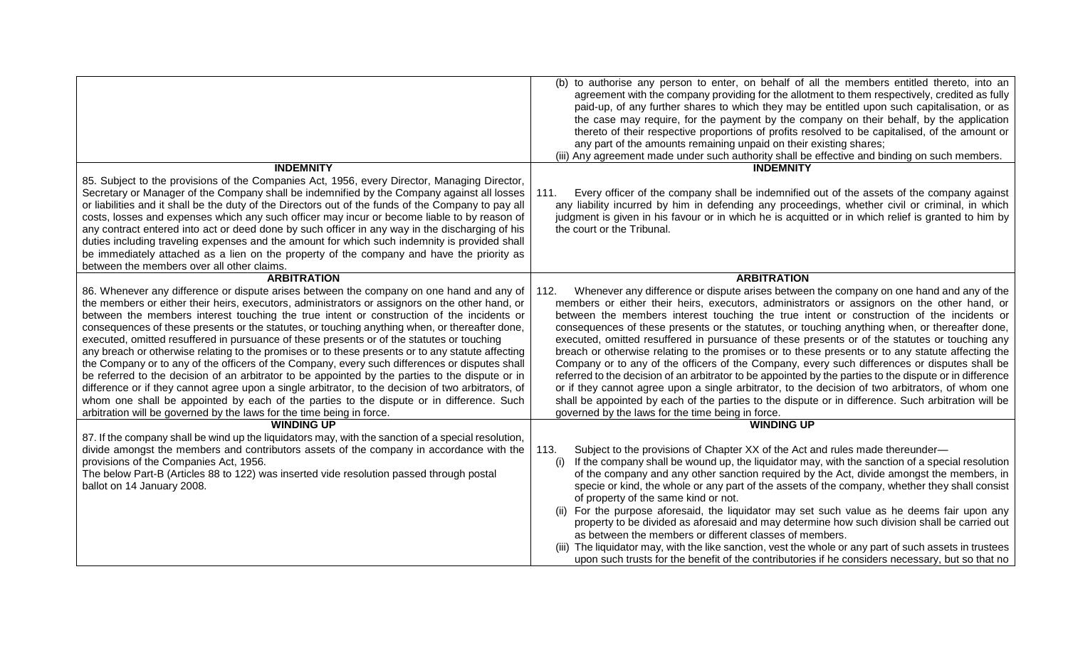| | |
|---|---|
| | (b) to authorise any person to enter, on behalf of all the members entitled thereto, into an agreement with the company providing for the allotment to them respectively, credited as fully paid-up, of any further shares to which they may be entitled upon such capitalisation, or as the case may require, for the payment by the company on their behalf, by the application thereto of their respective proportions of profits resolved to be capitalised, of the amount or any part of the amounts remaining unpaid on their existing shares;<br>(iii) Any agreement made under such authority shall be effective and binding on such members. |
| **INDEMNITY** | **INDEMNITY** |
| 85. Subject to the provisions of the Companies Act, 1956, every Director, Managing Director, Secretary or Manager of the Company shall be indemnified by the Company against all losses or liabilities and it shall be the duty of the Directors out of the funds of the Company to pay all costs, losses and expenses which any such officer may incur or become liable to by reason of any contract entered into act or deed done by such officer in any way in the discharging of his duties including traveling expenses and the amount for which such indemnity is provided shall be immediately attached as a lien on the property of the company and have the priority as between the members over all other claims. | 111. Every officer of the company shall be indemnified out of the assets of the company against any liability incurred by him in defending any proceedings, whether civil or criminal, in which judgment is given in his favour or in which he is acquitted or in which relief is granted to him by the court or the Tribunal. |
| **ARBITRATION** | **ARBITRATION** |
| 86. Whenever any difference or dispute arises between the company on one hand and any of the members or either their heirs, executors, administrators or assignors on the other hand, or between the members interest touching the true intent or construction of the incidents or consequences of these presents or the statutes, or touching anything when, or thereafter done, executed, omitted resuffered in pursuance of these presents or of the statutes or touching any breach or otherwise relating to the promises or to these presents or to any statute affecting the Company or to any of the officers of the Company, every such differences or disputes shall be referred to the decision of an arbitrator to be appointed by the parties to the dispute or in difference or if they cannot agree upon a single arbitrator, to the decision of two arbitrators, of whom one shall be appointed by each of the parties to the dispute or in difference. Such arbitration will be governed by the laws for the time being in force. | 112. Whenever any difference or dispute arises between the company on one hand and any of the members or either their heirs, executors, administrators or assignors on the other hand, or between the members interest touching the true intent or construction of the incidents or consequences of these presents or the statutes, or touching anything when, or thereafter done, executed, omitted resuffered in pursuance of these presents or of the statutes or touching any breach or otherwise relating to the promises or to these presents or to any statute affecting the Company or to any of the officers of the Company, every such differences or disputes shall be referred to the decision of an arbitrator to be appointed by the parties to the dispute or in difference or if they cannot agree upon a single arbitrator, to the decision of two arbitrators, of whom one shall be appointed by each of the parties to the dispute or in difference. Such arbitration will be governed by the laws for the time being in force. |
| **WINDING UP** | **WINDING UP** |
| 87. If the company shall be wind up the liquidators may, with the sanction of a special resolution, divide amongst the members and contributors assets of the company in accordance with the provisions of the Companies Act, 1956.<br>The below Part-B (Articles 88 to 122) was inserted vide resolution passed through postal ballot on 14 January 2008. | 113. Subject to the provisions of Chapter XX of the Act and rules made thereunder—<br>(i) If the company shall be wound up, the liquidator may, with the sanction of a special resolution of the company and any other sanction required by the Act, divide amongst the members, in specie or kind, the whole or any part of the assets of the company, whether they shall consist of property of the same kind or not.<br>(ii) For the purpose aforesaid, the liquidator may set such value as he deems fair upon any property to be divided as aforesaid and may determine how such division shall be carried out as between the members or different classes of members.<br>(iii) The liquidator may, with the like sanction, vest the whole or any part of such assets in trustees upon such trusts for the benefit of the contributories if he considers necessary, but so that no |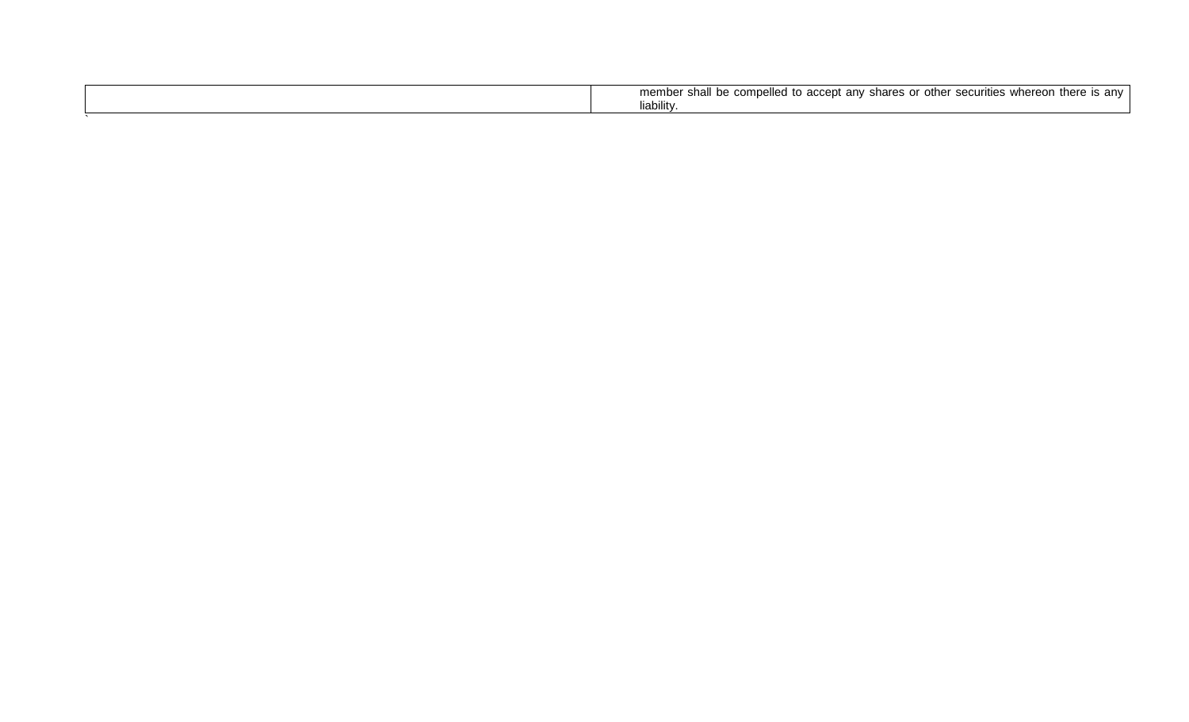| | |
|---|---|
| | member shall be compelled to accept any shares or other securities whereon there is any liability. |